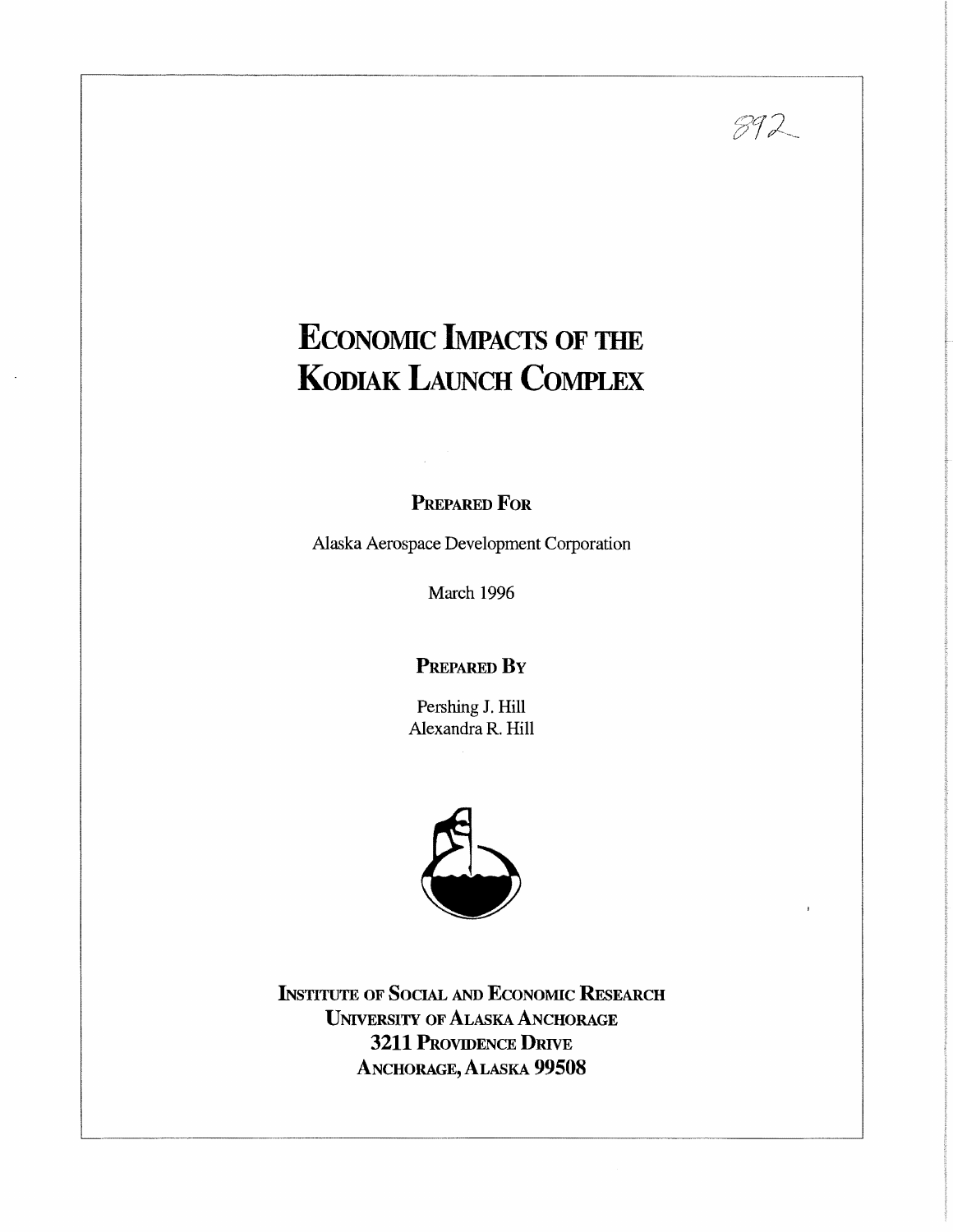892

# Economic Impacts of the Kodiak Launch Complex

**Prepared For**

Alaska Aerospace Development Corporation

March 1996

**Prepared By**

Pershing J. Hill
Alexandra R. Hill

**Institute of Social and Economic Research**
**University of Alaska Anchorage**
**3211 Providence Drive**
**Anchorage, Alaska 99508**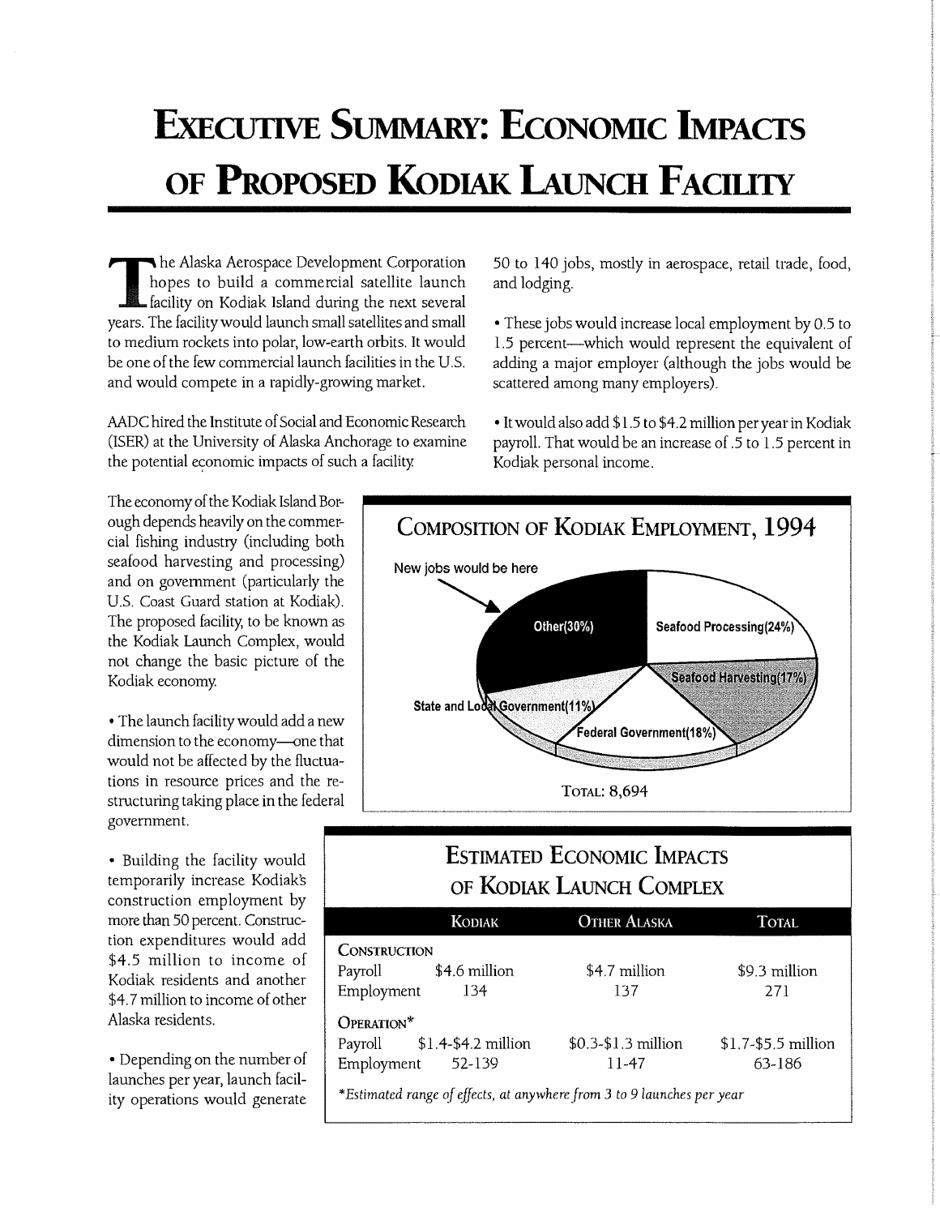# Executive Summary: Economic Impacts of Proposed Kodiak Launch Facility

The Alaska Aerospace Development Corporation hopes to build a commercial satellite launch facility on Kodiak Island during the next several years. The facility would launch small satellites and small to medium rockets into polar, low-earth orbits. It would be one of the few commercial launch facilities in the U.S. and would compete in a rapidly-growing market.

AADC hired the Institute of Social and Economic Research (ISER) at the University of Alaska Anchorage to examine the potential economic impacts of such a facility.

The economy of the Kodiak Island Borough depends heavily on the commercial fishing industry (including both seafood harvesting and processing) and on government (particularly the U.S. Coast Guard station at Kodiak). The proposed facility, to be known as the Kodiak Launch Complex, would not change the basic picture of the Kodiak economy.

- The launch facility would add a new dimension to the economy—one that would not be affected by the fluctuations in resource prices and the restructuring taking place in the federal government.
- Building the facility would temporarily increase Kodiak's construction employment by more than 50 percent. Construction expenditures would add \$4.5 million to income of Kodiak residents and another \$4.7 million to income of other Alaska residents.
- Depending on the number of launches per year, launch facility operations would generate 50 to 140 jobs, mostly in aerospace, retail trade, food, and lodging.
- These jobs would increase local employment by 0.5 to 1.5 percent—which would represent the equivalent of adding a major employer (although the jobs would be scattered among many employers).
- It would also add \$1.5 to \$4.2 million per year in Kodiak payroll. That would be an increase of .5 to 1.5 percent in Kodiak personal income.

## Composition of Kodiak Employment, 1994

New jobs would be here → Other (30%)

| Sector | Share |
|---|---|
| Other | 30% |
| Seafood Processing | 24% |
| Seafood Harvesting | 17% |
| Federal Government | 18% |
| State and Local Government | 11% |

Total: 8,694

## Estimated Economic Impacts of Kodiak Launch Complex

| | Kodiak | Other Alaska | Total |
|---|---|---|---|
| **Construction** | | | |
| Payroll | \$4.6 million | \$4.7 million | \$9.3 million |
| Employment | 134 | 137 | 271 |
| **Operation*** | | | |
| Payroll | \$1.4-\$4.2 million | \$0.3-\$1.3 million | \$1.7-\$5.5 million |
| Employment | 52-139 | 11-47 | 63-186 |

*\*Estimated range of effects, at anywhere from 3 to 9 launches per year*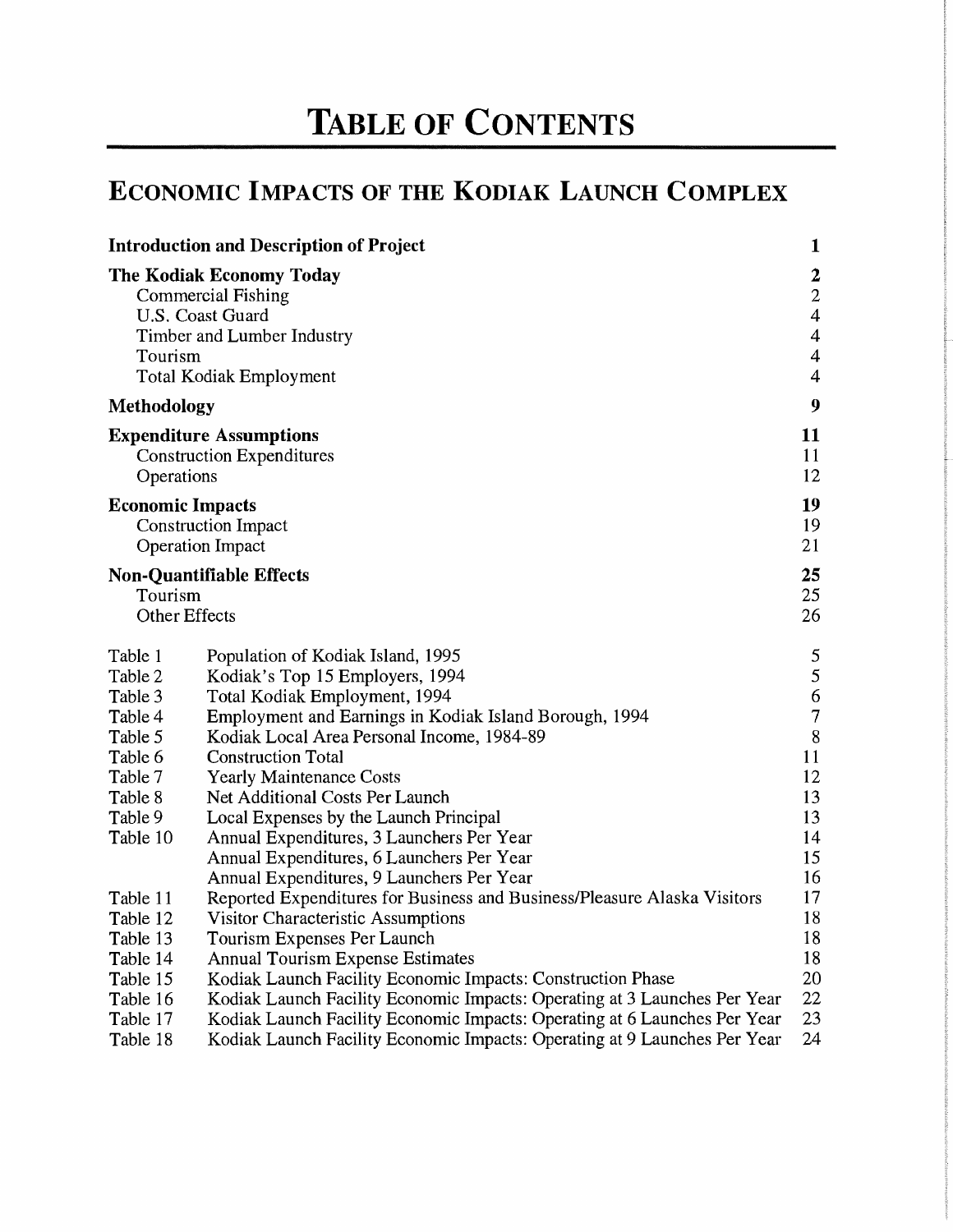# TABLE OF CONTENTS

## ECONOMIC IMPACTS OF THE KODIAK LAUNCH COMPLEX

| | |
|---|---|
| **Introduction and Description of Project** | **1** |
| **The Kodiak Economy Today** | **2** |
| Commercial Fishing | 2 |
| U.S. Coast Guard | 4 |
| Timber and Lumber Industry | 4 |
| Tourism | 4 |
| Total Kodiak Employment | 4 |
| **Methodology** | **9** |
| **Expenditure Assumptions** | **11** |
| Construction Expenditures | 11 |
| Operations | 12 |
| **Economic Impacts** | **19** |
| Construction Impact | 19 |
| Operation Impact | 21 |
| **Non-Quantifiable Effects** | **25** |
| Tourism | 25 |
| Other Effects | 26 |

| | | |
|---|---|---|
| Table 1 | Population of Kodiak Island, 1995 | 5 |
| Table 2 | Kodiak's Top 15 Employers, 1994 | 5 |
| Table 3 | Total Kodiak Employment, 1994 | 6 |
| Table 4 | Employment and Earnings in Kodiak Island Borough, 1994 | 7 |
| Table 5 | Kodiak Local Area Personal Income, 1984-89 | 8 |
| Table 6 | Construction Total | 11 |
| Table 7 | Yearly Maintenance Costs | 12 |
| Table 8 | Net Additional Costs Per Launch | 13 |
| Table 9 | Local Expenses by the Launch Principal | 13 |
| Table 10 | Annual Expenditures, 3 Launchers Per Year | 14 |
| | Annual Expenditures, 6 Launchers Per Year | 15 |
| | Annual Expenditures, 9 Launchers Per Year | 16 |
| Table 11 | Reported Expenditures for Business and Business/Pleasure Alaska Visitors | 17 |
| Table 12 | Visitor Characteristic Assumptions | 18 |
| Table 13 | Tourism Expenses Per Launch | 18 |
| Table 14 | Annual Tourism Expense Estimates | 18 |
| Table 15 | Kodiak Launch Facility Economic Impacts: Construction Phase | 20 |
| Table 16 | Kodiak Launch Facility Economic Impacts: Operating at 3 Launches Per Year | 22 |
| Table 17 | Kodiak Launch Facility Economic Impacts: Operating at 6 Launches Per Year | 23 |
| Table 18 | Kodiak Launch Facility Economic Impacts: Operating at 9 Launches Per Year | 24 |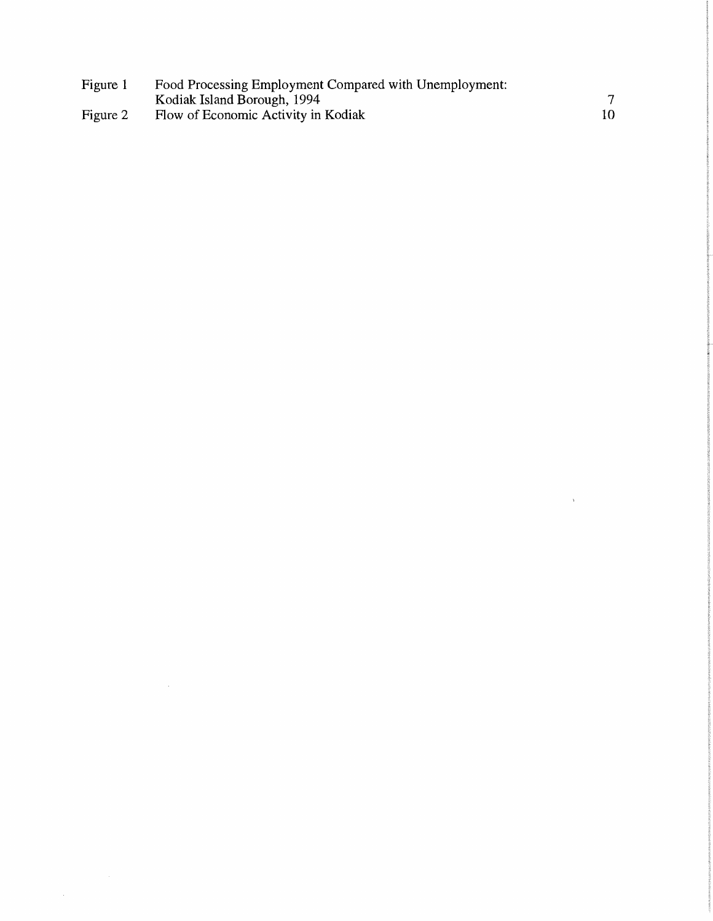| | | |
|---|---|---|
| Figure 1 | Food Processing Employment Compared with Unemployment: Kodiak Island Borough, 1994 | 7 |
| Figure 2 | Flow of Economic Activity in Kodiak | 10 |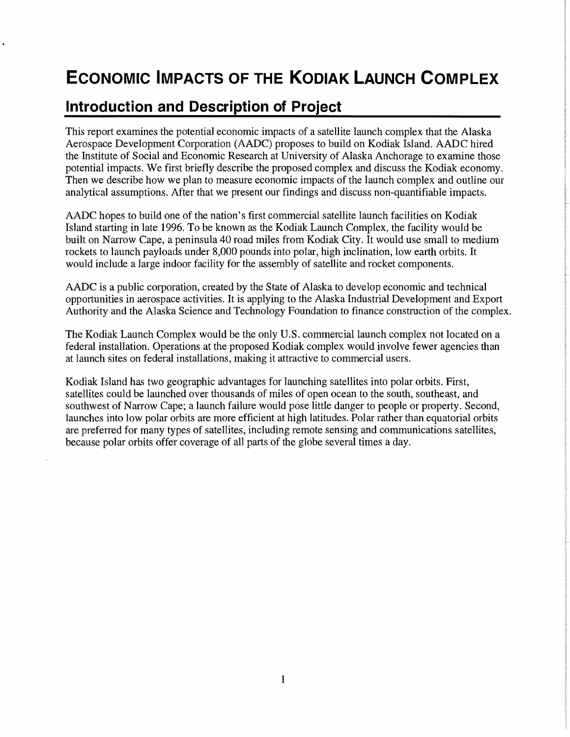# ECONOMIC IMPACTS OF THE KODIAK LAUNCH COMPLEX

## Introduction and Description of Project

This report examines the potential economic impacts of a satellite launch complex that the Alaska Aerospace Development Corporation (AADC) proposes to build on Kodiak Island. AADC hired the Institute of Social and Economic Research at University of Alaska Anchorage to examine those potential impacts. We first briefly describe the proposed complex and discuss the Kodiak economy. Then we describe how we plan to measure economic impacts of the launch complex and outline our analytical assumptions. After that we present our findings and discuss non-quantifiable impacts.

AADC hopes to build one of the nation's first commercial satellite launch facilities on Kodiak Island starting in late 1996. To be known as the Kodiak Launch Complex, the facility would be built on Narrow Cape, a peninsula 40 road miles from Kodiak City. It would use small to medium rockets to launch payloads under 8,000 pounds into polar, high inclination, low earth orbits. It would include a large indoor facility for the assembly of satellite and rocket components.

AADC is a public corporation, created by the State of Alaska to develop economic and technical opportunities in aerospace activities. It is applying to the Alaska Industrial Development and Export Authority and the Alaska Science and Technology Foundation to finance construction of the complex.

The Kodiak Launch Complex would be the only U.S. commercial launch complex not located on a federal installation. Operations at the proposed Kodiak complex would involve fewer agencies than at launch sites on federal installations, making it attractive to commercial users.

Kodiak Island has two geographic advantages for launching satellites into polar orbits. First, satellites could be launched over thousands of miles of open ocean to the south, southeast, and southwest of Narrow Cape; a launch failure would pose little danger to people or property. Second, launches into low polar orbits are more efficient at high latitudes. Polar rather than equatorial orbits are preferred for many types of satellites, including remote sensing and communications satellites, because polar orbits offer coverage of all parts of the globe several times a day.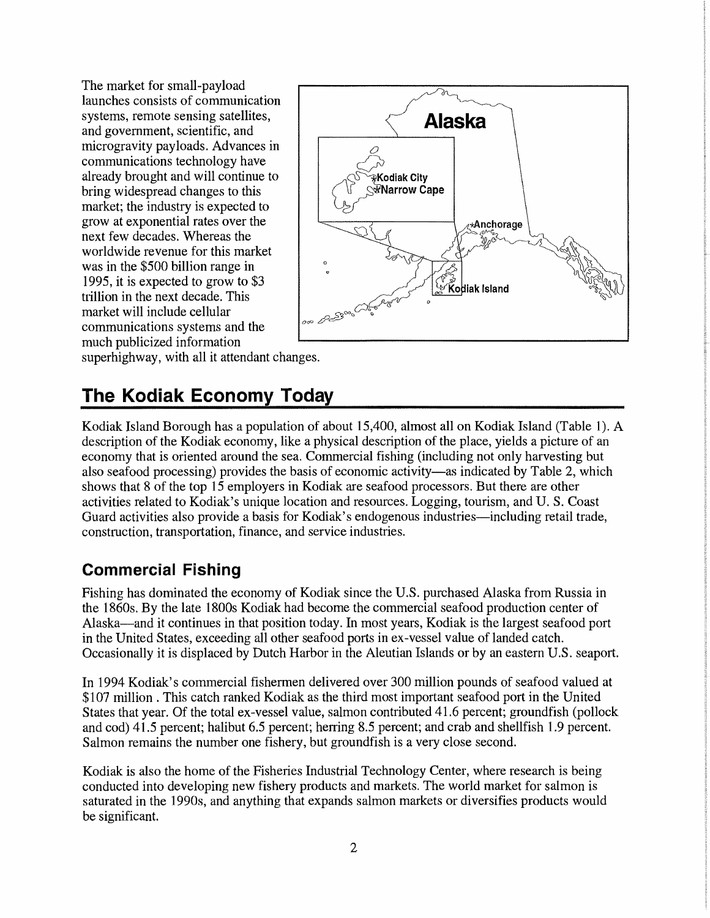The market for small-payload launches consists of communication systems, remote sensing satellites, and government, scientific, and microgravity payloads. Advances in communications technology have already brought and will continue to bring widespread changes to this market; the industry is expected to grow at exponential rates over the next few decades. Whereas the worldwide revenue for this market was in the $500 billion range in 1995, it is expected to grow to $3 trillion in the next decade. This market will include cellular communications systems and the much publicized information superhighway, with all it attendant changes.

## The Kodiak Economy Today

Kodiak Island Borough has a population of about 15,400, almost all on Kodiak Island (Table 1). A description of the Kodiak economy, like a physical description of the place, yields a picture of an economy that is oriented around the sea. Commercial fishing (including not only harvesting but also seafood processing) provides the basis of economic activity—as indicated by Table 2, which shows that 8 of the top 15 employers in Kodiak are seafood processors. But there are other activities related to Kodiak's unique location and resources. Logging, tourism, and U. S. Coast Guard activities also provide a basis for Kodiak's endogenous industries—including retail trade, construction, transportation, finance, and service industries.

### Commercial Fishing

Fishing has dominated the economy of Kodiak since the U.S. purchased Alaska from Russia in the 1860s. By the late 1800s Kodiak had become the commercial seafood production center of Alaska—and it continues in that position today. In most years, Kodiak is the largest seafood port in the United States, exceeding all other seafood ports in ex-vessel value of landed catch. Occasionally it is displaced by Dutch Harbor in the Aleutian Islands or by an eastern U.S. seaport.

In 1994 Kodiak's commercial fishermen delivered over 300 million pounds of seafood valued at $107 million . This catch ranked Kodiak as the third most important seafood port in the United States that year. Of the total ex-vessel value, salmon contributed 41.6 percent; groundfish (pollock and cod) 41.5 percent; halibut 6.5 percent; herring 8.5 percent; and crab and shellfish 1.9 percent. Salmon remains the number one fishery, but groundfish is a very close second.

Kodiak is also the home of the Fisheries Industrial Technology Center, where research is being conducted into developing new fishery products and markets. The world market for salmon is saturated in the 1990s, and anything that expands salmon markets or diversifies products would be significant.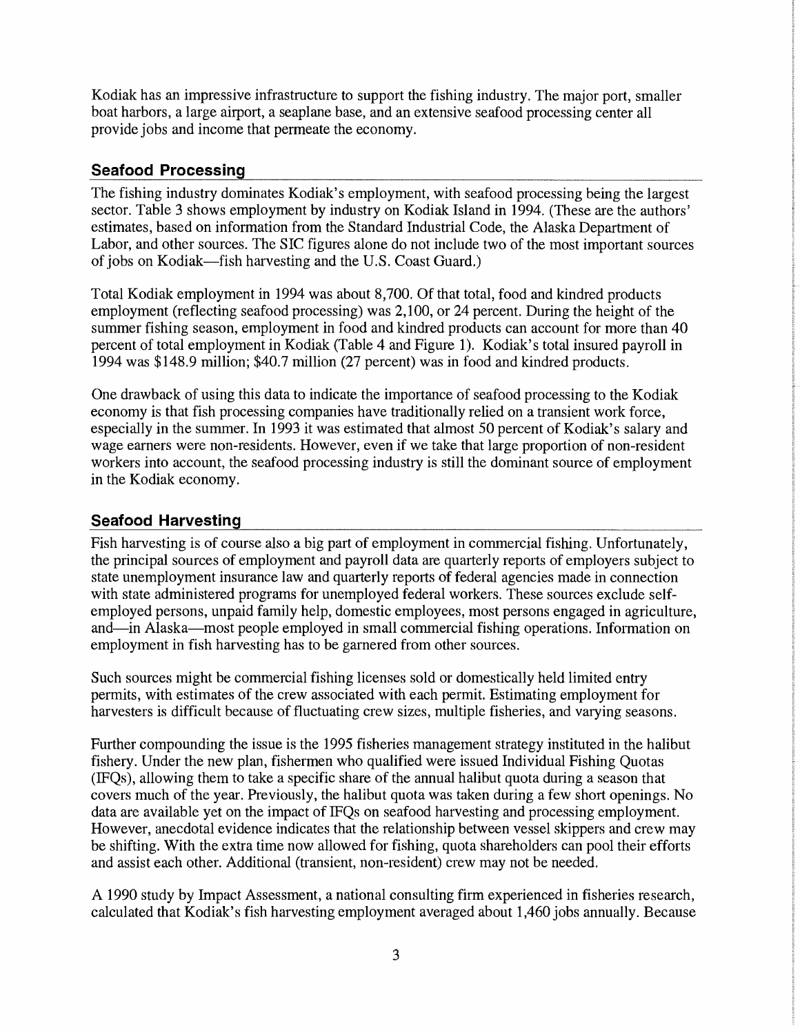Kodiak has an impressive infrastructure to support the fishing industry. The major port, smaller boat harbors, a large airport, a seaplane base, and an extensive seafood processing center all provide jobs and income that permeate the economy.

## Seafood Processing

The fishing industry dominates Kodiak's employment, with seafood processing being the largest sector. Table 3 shows employment by industry on Kodiak Island in 1994. (These are the authors' estimates, based on information from the Standard Industrial Code, the Alaska Department of Labor, and other sources. The SIC figures alone do not include two of the most important sources of jobs on Kodiak—fish harvesting and the U.S. Coast Guard.)

Total Kodiak employment in 1994 was about 8,700. Of that total, food and kindred products employment (reflecting seafood processing) was 2,100, or 24 percent. During the height of the summer fishing season, employment in food and kindred products can account for more than 40 percent of total employment in Kodiak (Table 4 and Figure 1). Kodiak's total insured payroll in 1994 was $148.9 million; $40.7 million (27 percent) was in food and kindred products.

One drawback of using this data to indicate the importance of seafood processing to the Kodiak economy is that fish processing companies have traditionally relied on a transient work force, especially in the summer. In 1993 it was estimated that almost 50 percent of Kodiak's salary and wage earners were non-residents. However, even if we take that large proportion of non-resident workers into account, the seafood processing industry is still the dominant source of employment in the Kodiak economy.

## Seafood Harvesting

Fish harvesting is of course also a big part of employment in commercial fishing. Unfortunately, the principal sources of employment and payroll data are quarterly reports of employers subject to state unemployment insurance law and quarterly reports of federal agencies made in connection with state administered programs for unemployed federal workers. These sources exclude self-employed persons, unpaid family help, domestic employees, most persons engaged in agriculture, and—in Alaska—most people employed in small commercial fishing operations. Information on employment in fish harvesting has to be garnered from other sources.

Such sources might be commercial fishing licenses sold or domestically held limited entry permits, with estimates of the crew associated with each permit. Estimating employment for harvesters is difficult because of fluctuating crew sizes, multiple fisheries, and varying seasons.

Further compounding the issue is the 1995 fisheries management strategy instituted in the halibut fishery. Under the new plan, fishermen who qualified were issued Individual Fishing Quotas (IFQs), allowing them to take a specific share of the annual halibut quota during a season that covers much of the year. Previously, the halibut quota was taken during a few short openings. No data are available yet on the impact of IFQs on seafood harvesting and processing employment. However, anecdotal evidence indicates that the relationship between vessel skippers and crew may be shifting. With the extra time now allowed for fishing, quota shareholders can pool their efforts and assist each other. Additional (transient, non-resident) crew may not be needed.

A 1990 study by Impact Assessment, a national consulting firm experienced in fisheries research, calculated that Kodiak's fish harvesting employment averaged about 1,460 jobs annually. Because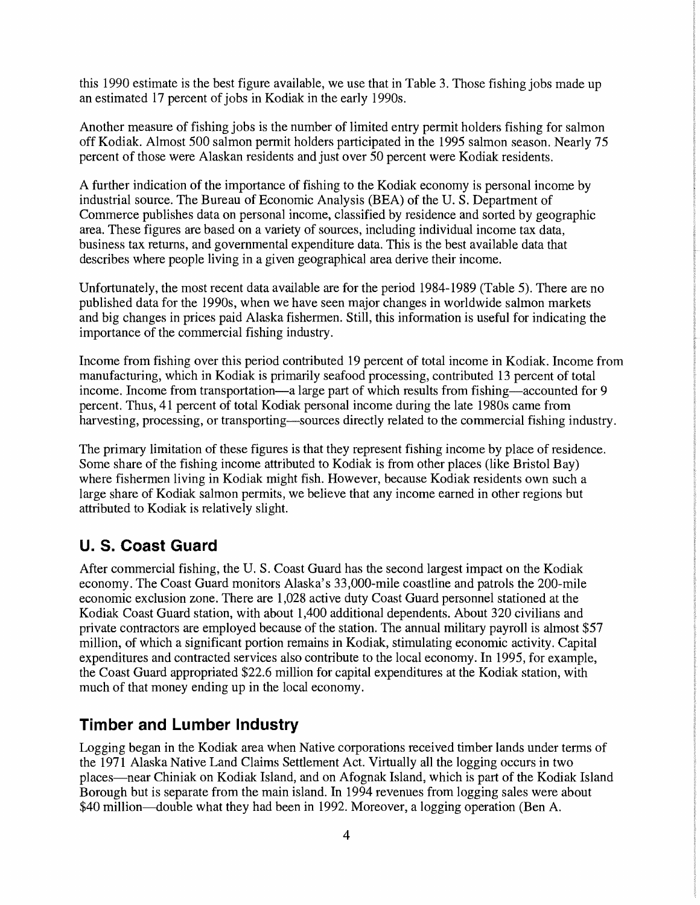this 1990 estimate is the best figure available, we use that in Table 3. Those fishing jobs made up an estimated 17 percent of jobs in Kodiak in the early 1990s.

Another measure of fishing jobs is the number of limited entry permit holders fishing for salmon off Kodiak. Almost 500 salmon permit holders participated in the 1995 salmon season. Nearly 75 percent of those were Alaskan residents and just over 50 percent were Kodiak residents.

A further indication of the importance of fishing to the Kodiak economy is personal income by industrial source. The Bureau of Economic Analysis (BEA) of the U. S. Department of Commerce publishes data on personal income, classified by residence and sorted by geographic area. These figures are based on a variety of sources, including individual income tax data, business tax returns, and governmental expenditure data. This is the best available data that describes where people living in a given geographical area derive their income.

Unfortunately, the most recent data available are for the period 1984-1989 (Table 5). There are no published data for the 1990s, when we have seen major changes in worldwide salmon markets and big changes in prices paid Alaska fishermen. Still, this information is useful for indicating the importance of the commercial fishing industry.

Income from fishing over this period contributed 19 percent of total income in Kodiak. Income from manufacturing, which in Kodiak is primarily seafood processing, contributed 13 percent of total income. Income from transportation—a large part of which results from fishing—accounted for 9 percent. Thus, 41 percent of total Kodiak personal income during the late 1980s came from harvesting, processing, or transporting—sources directly related to the commercial fishing industry.

The primary limitation of these figures is that they represent fishing income by place of residence. Some share of the fishing income attributed to Kodiak is from other places (like Bristol Bay) where fishermen living in Kodiak might fish. However, because Kodiak residents own such a large share of Kodiak salmon permits, we believe that any income earned in other regions but attributed to Kodiak is relatively slight.

## U. S. Coast Guard

After commercial fishing, the U. S. Coast Guard has the second largest impact on the Kodiak economy. The Coast Guard monitors Alaska's 33,000-mile coastline and patrols the 200-mile economic exclusion zone. There are 1,028 active duty Coast Guard personnel stationed at the Kodiak Coast Guard station, with about 1,400 additional dependents. About 320 civilians and private contractors are employed because of the station. The annual military payroll is almost $57 million, of which a significant portion remains in Kodiak, stimulating economic activity. Capital expenditures and contracted services also contribute to the local economy. In 1995, for example, the Coast Guard appropriated $22.6 million for capital expenditures at the Kodiak station, with much of that money ending up in the local economy.

## Timber and Lumber Industry

Logging began in the Kodiak area when Native corporations received timber lands under terms of the 1971 Alaska Native Land Claims Settlement Act. Virtually all the logging occurs in two places—near Chiniak on Kodiak Island, and on Afognak Island, which is part of the Kodiak Island Borough but is separate from the main island. In 1994 revenues from logging sales were about $40 million—double what they had been in 1992. Moreover, a logging operation (Ben A.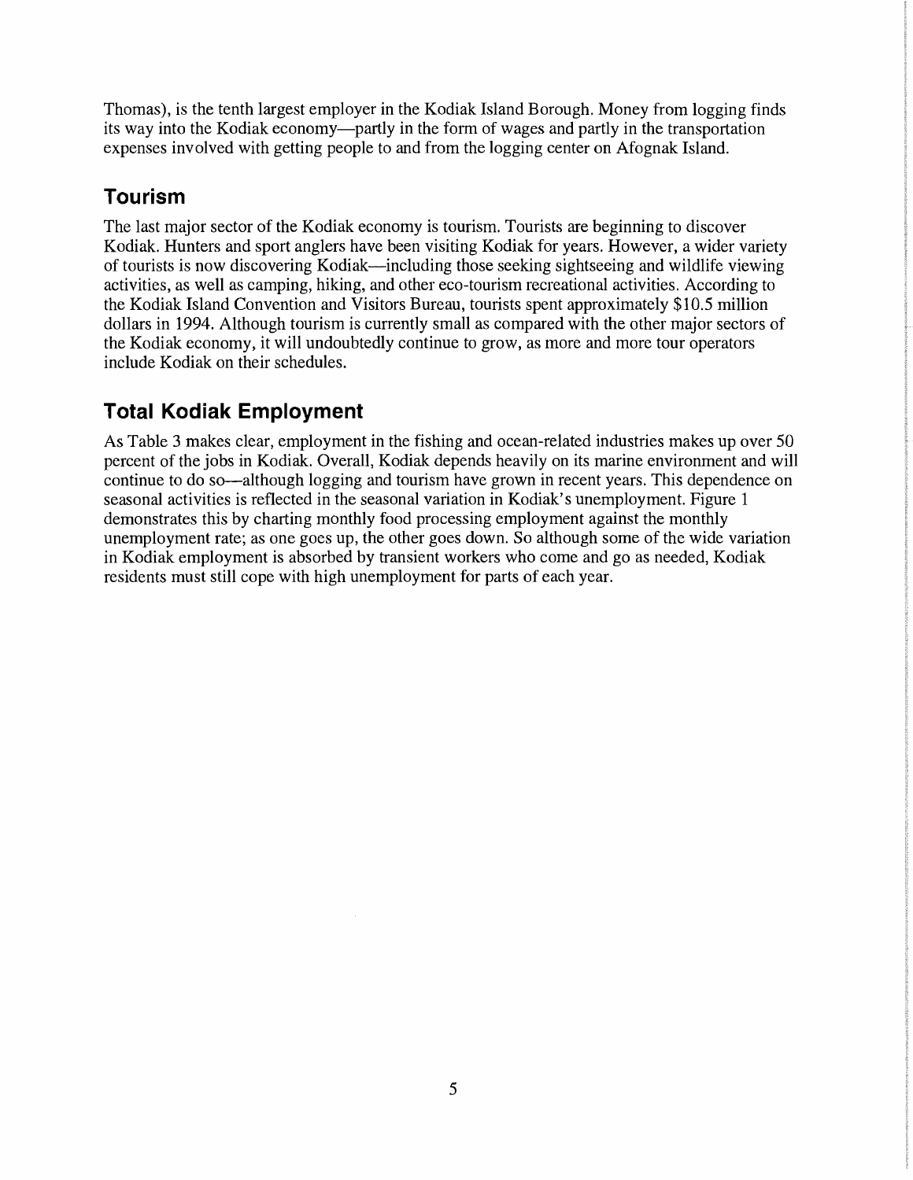Thomas), is the tenth largest employer in the Kodiak Island Borough. Money from logging finds its way into the Kodiak economy—partly in the form of wages and partly in the transportation expenses involved with getting people to and from the logging center on Afognak Island.

## Tourism

The last major sector of the Kodiak economy is tourism. Tourists are beginning to discover Kodiak. Hunters and sport anglers have been visiting Kodiak for years. However, a wider variety of tourists is now discovering Kodiak—including those seeking sightseeing and wildlife viewing activities, as well as camping, hiking, and other eco-tourism recreational activities. According to the Kodiak Island Convention and Visitors Bureau, tourists spent approximately $10.5 million dollars in 1994. Although tourism is currently small as compared with the other major sectors of the Kodiak economy, it will undoubtedly continue to grow, as more and more tour operators include Kodiak on their schedules.

## Total Kodiak Employment

As Table 3 makes clear, employment in the fishing and ocean-related industries makes up over 50 percent of the jobs in Kodiak. Overall, Kodiak depends heavily on its marine environment and will continue to do so—although logging and tourism have grown in recent years. This dependence on seasonal activities is reflected in the seasonal variation in Kodiak's unemployment. Figure 1 demonstrates this by charting monthly food processing employment against the monthly unemployment rate; as one goes up, the other goes down. So although some of the wide variation in Kodiak employment is absorbed by transient workers who come and go as needed, Kodiak residents must still cope with high unemployment for parts of each year.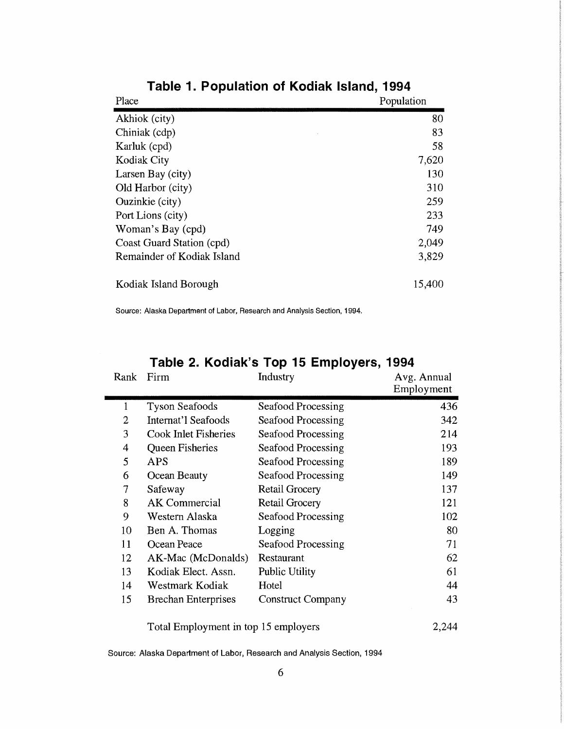## Table 1. Population of Kodiak Island, 1994

| Place | Population |
|---|---|
| Akhiok (city) | 80 |
| Chiniak (cdp) | 83 |
| Karluk (cpd) | 58 |
| Kodiak City | 7,620 |
| Larsen Bay (city) | 130 |
| Old Harbor (city) | 310 |
| Ouzinkie (city) | 259 |
| Port Lions (city) | 233 |
| Woman's Bay (cpd) | 749 |
| Coast Guard Station (cpd) | 2,049 |
| Remainder of Kodiak Island | 3,829 |
| Kodiak Island Borough | 15,400 |

Source: Alaska Department of Labor, Research and Analysis Section, 1994.

## Table 2. Kodiak's Top 15 Employers, 1994

| Rank | Firm | Industry | Avg. Annual Employment |
|---|---|---|---|
| 1 | Tyson Seafoods | Seafood Processing | 436 |
| 2 | Internat'l Seafoods | Seafood Processing | 342 |
| 3 | Cook Inlet Fisheries | Seafood Processing | 214 |
| 4 | Queen Fisheries | Seafood Processing | 193 |
| 5 | APS | Seafood Processing | 189 |
| 6 | Ocean Beauty | Seafood Processing | 149 |
| 7 | Safeway | Retail Grocery | 137 |
| 8 | AK Commercial | Retail Grocery | 121 |
| 9 | Western Alaska | Seafood Processing | 102 |
| 10 | Ben A. Thomas | Logging | 80 |
| 11 | Ocean Peace | Seafood Processing | 71 |
| 12 | AK-Mac (McDonalds) | Restaurant | 62 |
| 13 | Kodiak Elect. Assn. | Public Utility | 61 |
| 14 | Westmark Kodiak | Hotel | 44 |
| 15 | Brechan Enterprises | Construct Company | 43 |
| | Total Employment in top 15 employers | | 2,244 |

Source: Alaska Department of Labor, Research and Analysis Section, 1994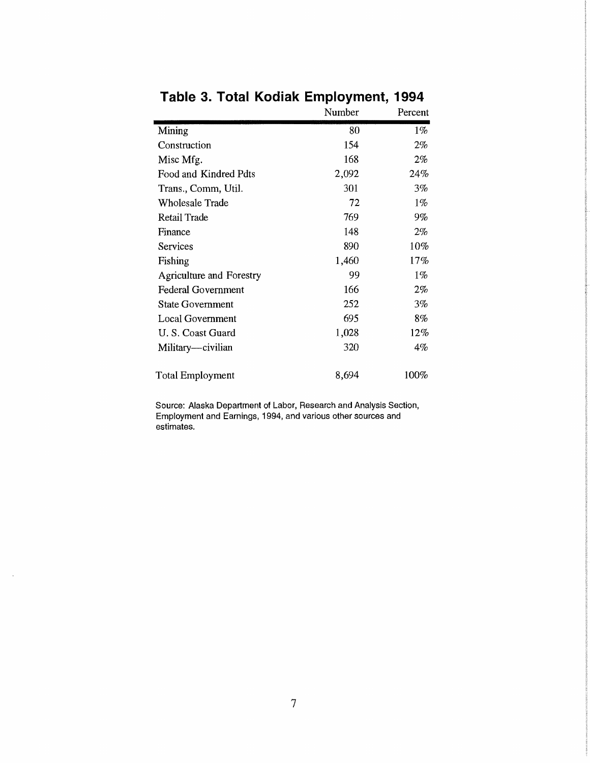## Table 3. Total Kodiak Employment, 1994

| | Number | Percent |
|---|---|---|
| Mining | 80 | 1% |
| Construction | 154 | 2% |
| Misc Mfg. | 168 | 2% |
| Food and Kindred Pdts | 2,092 | 24% |
| Trans., Comm, Util. | 301 | 3% |
| Wholesale Trade | 72 | 1% |
| Retail Trade | 769 | 9% |
| Finance | 148 | 2% |
| Services | 890 | 10% |
| Fishing | 1,460 | 17% |
| Agriculture and Forestry | 99 | 1% |
| Federal Government | 166 | 2% |
| State Government | 252 | 3% |
| Local Government | 695 | 8% |
| U. S. Coast Guard | 1,028 | 12% |
| Military—civilian | 320 | 4% |
| Total Employment | 8,694 | 100% |

Source: Alaska Department of Labor, Research and Analysis Section, Employment and Earnings, 1994, and various other sources and estimates.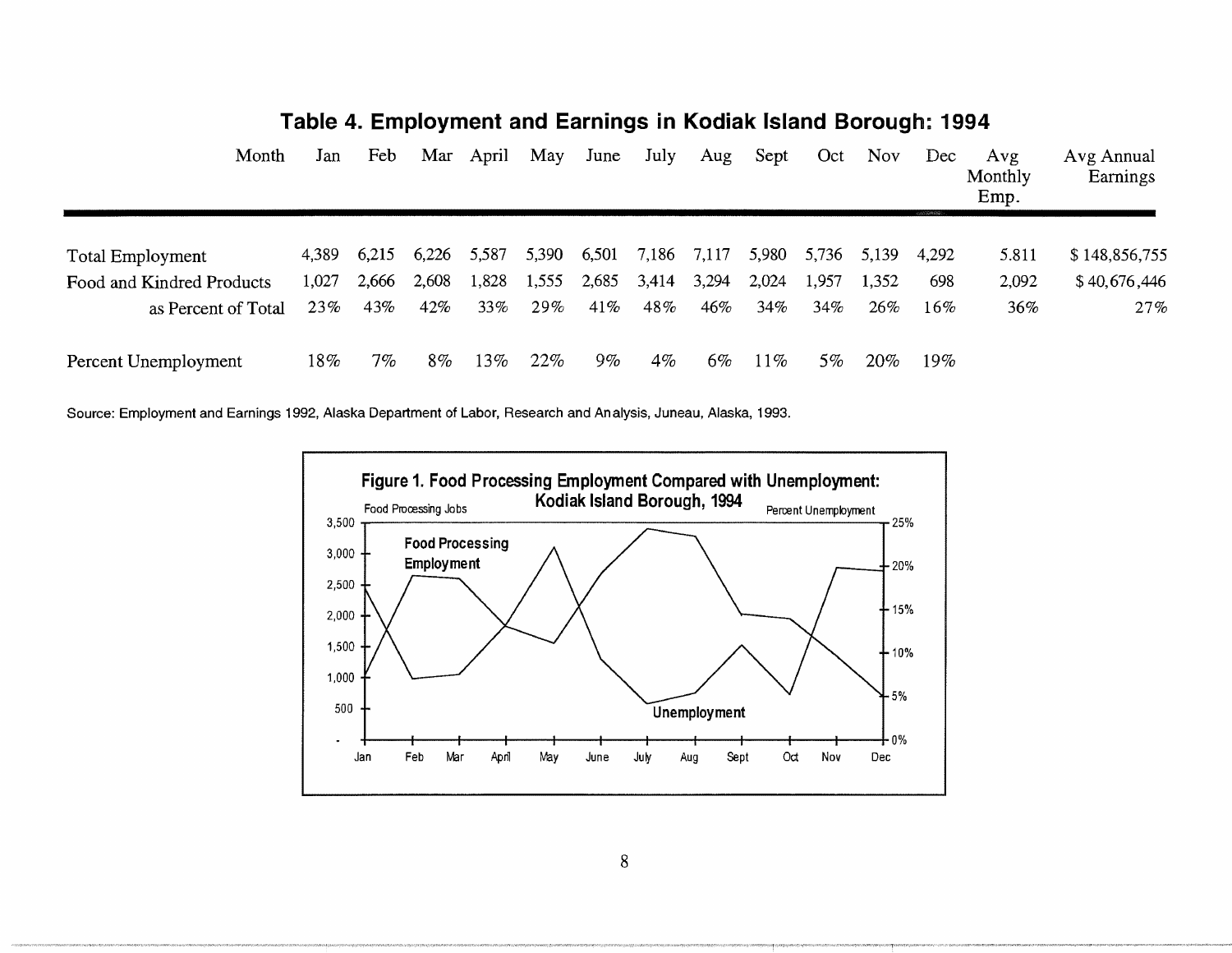## Table 4. Employment and Earnings in Kodiak Island Borough: 1994

| Month | Jan | Feb | Mar | April | May | June | July | Aug | Sept | Oct | Nov | Dec | Avg Monthly Emp. | Avg Annual Earnings |
|---|---|---|---|---|---|---|---|---|---|---|---|---|---|---|
| Total Employment | 4,389 | 6,215 | 6,226 | 5,587 | 5,390 | 6,501 | 7,186 | 7,117 | 5,980 | 5,736 | 5,139 | 4,292 | 5.811 | $ 148,856,755 |
| Food and Kindred Products | 1,027 | 2,666 | 2,608 | 1,828 | 1,555 | 2,685 | 3,414 | 3,294 | 2,024 | 1,957 | 1,352 | 698 | 2,092 | $ 40,676,446 |
| as Percent of Total | 23% | 43% | 42% | 33% | 29% | 41% | 48% | 46% | 34% | 34% | 26% | 16% | 36% | 27% |
| Percent Unemployment | 18% | 7% | 8% | 13% | 22% | 9% | 4% | 6% | 11% | 5% | 20% | 19% | | |

Source: Employment and Earnings 1992, Alaska Department of Labor, Research and Analysis, Juneau, Alaska, 1993.

**Figure 1. Food Processing Employment Compared with Unemployment: Kodiak Island Borough, 1994**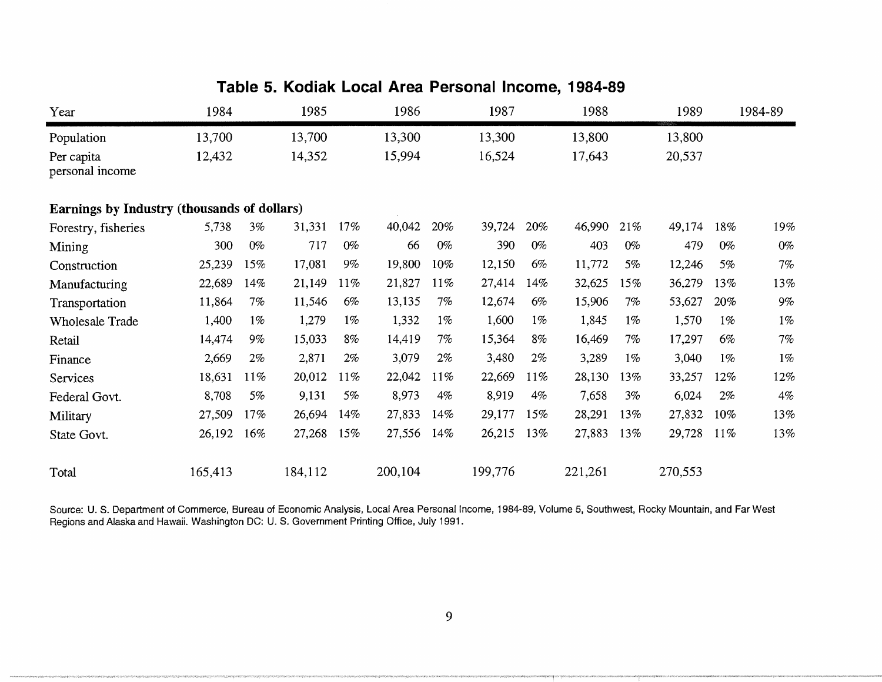## Table 5. Kodiak Local Area Personal Income, 1984-89

| Year | 1984 | | 1985 | | 1986 | | 1987 | | 1988 | | 1989 | | 1984-89 |
|---|---|---|---|---|---|---|---|---|---|---|---|---|---|
| Population | 13,700 | | 13,700 | | 13,300 | | 13,300 | | 13,800 | | 13,800 | | |
| Per capita personal income | 12,432 | | 14,352 | | 15,994 | | 16,524 | | 17,643 | | 20,537 | | |
| **Earnings by Industry (thousands of dollars)** | | | | | | | | | | | | | |
| Forestry, fisheries | 5,738 | 3% | 31,331 | 17% | 40,042 | 20% | 39,724 | 20% | 46,990 | 21% | 49,174 | 18% | 19% |
| Mining | 300 | 0% | 717 | 0% | 66 | 0% | 390 | 0% | 403 | 0% | 479 | 0% | 0% |
| Construction | 25,239 | 15% | 17,081 | 9% | 19,800 | 10% | 12,150 | 6% | 11,772 | 5% | 12,246 | 5% | 7% |
| Manufacturing | 22,689 | 14% | 21,149 | 11% | 21,827 | 11% | 27,414 | 14% | 32,625 | 15% | 36,279 | 13% | 13% |
| Transportation | 11,864 | 7% | 11,546 | 6% | 13,135 | 7% | 12,674 | 6% | 15,906 | 7% | 53,627 | 20% | 9% |
| Wholesale Trade | 1,400 | 1% | 1,279 | 1% | 1,332 | 1% | 1,600 | 1% | 1,845 | 1% | 1,570 | 1% | 1% |
| Retail | 14,474 | 9% | 15,033 | 8% | 14,419 | 7% | 15,364 | 8% | 16,469 | 7% | 17,297 | 6% | 7% |
| Finance | 2,669 | 2% | 2,871 | 2% | 3,079 | 2% | 3,480 | 2% | 3,289 | 1% | 3,040 | 1% | 1% |
| Services | 18,631 | 11% | 20,012 | 11% | 22,042 | 11% | 22,669 | 11% | 28,130 | 13% | 33,257 | 12% | 12% |
| Federal Govt. | 8,708 | 5% | 9,131 | 5% | 8,973 | 4% | 8,919 | 4% | 7,658 | 3% | 6,024 | 2% | 4% |
| Military | 27,509 | 17% | 26,694 | 14% | 27,833 | 14% | 29,177 | 15% | 28,291 | 13% | 27,832 | 10% | 13% |
| State Govt. | 26,192 | 16% | 27,268 | 15% | 27,556 | 14% | 26,215 | 13% | 27,883 | 13% | 29,728 | 11% | 13% |
| Total | 165,413 | | 184,112 | | 200,104 | | 199,776 | | 221,261 | | 270,553 | | |

Source: U. S. Department of Commerce, Bureau of Economic Analysis, Local Area Personal Income, 1984-89, Volume 5, Southwest, Rocky Mountain, and Far West Regions and Alaska and Hawaii. Washington DC: U. S. Government Printing Office, July 1991.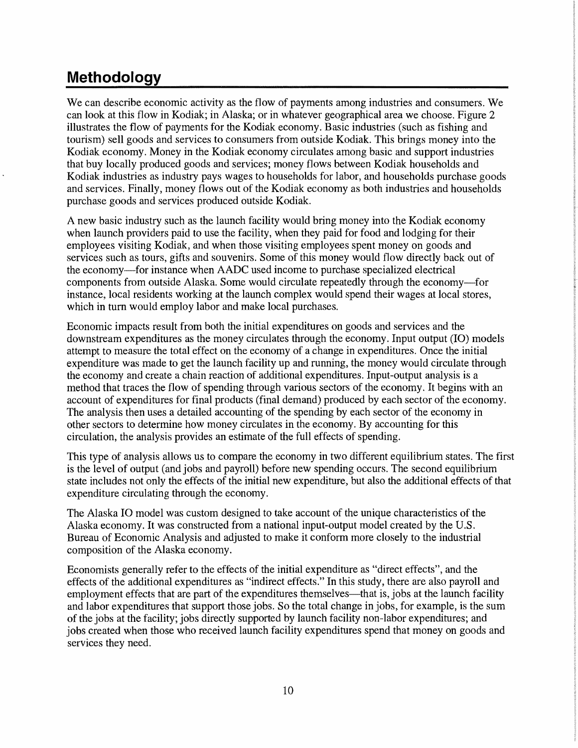## Methodology

We can describe economic activity as the flow of payments among industries and consumers. We can look at this flow in Kodiak; in Alaska; or in whatever geographical area we choose. Figure 2 illustrates the flow of payments for the Kodiak economy. Basic industries (such as fishing and tourism) sell goods and services to consumers from outside Kodiak. This brings money into the Kodiak economy. Money in the Kodiak economy circulates among basic and support industries that buy locally produced goods and services; money flows between Kodiak households and Kodiak industries as industry pays wages to households for labor, and households purchase goods and services. Finally, money flows out of the Kodiak economy as both industries and households purchase goods and services produced outside Kodiak.

A new basic industry such as the launch facility would bring money into the Kodiak economy when launch providers paid to use the facility, when they paid for food and lodging for their employees visiting Kodiak, and when those visiting employees spent money on goods and services such as tours, gifts and souvenirs. Some of this money would flow directly back out of the economy—for instance when AADC used income to purchase specialized electrical components from outside Alaska. Some would circulate repeatedly through the economy—for instance, local residents working at the launch complex would spend their wages at local stores, which in turn would employ labor and make local purchases.

Economic impacts result from both the initial expenditures on goods and services and the downstream expenditures as the money circulates through the economy. Input output (IO) models attempt to measure the total effect on the economy of a change in expenditures. Once the initial expenditure was made to get the launch facility up and running, the money would circulate through the economy and create a chain reaction of additional expenditures. Input-output analysis is a method that traces the flow of spending through various sectors of the economy. It begins with an account of expenditures for final products (final demand) produced by each sector of the economy. The analysis then uses a detailed accounting of the spending by each sector of the economy in other sectors to determine how money circulates in the economy. By accounting for this circulation, the analysis provides an estimate of the full effects of spending.

This type of analysis allows us to compare the economy in two different equilibrium states. The first is the level of output (and jobs and payroll) before new spending occurs. The second equilibrium state includes not only the effects of the initial new expenditure, but also the additional effects of that expenditure circulating through the economy.

The Alaska IO model was custom designed to take account of the unique characteristics of the Alaska economy. It was constructed from a national input-output model created by the U.S. Bureau of Economic Analysis and adjusted to make it conform more closely to the industrial composition of the Alaska economy.

Economists generally refer to the effects of the initial expenditure as "direct effects", and the effects of the additional expenditures as "indirect effects." In this study, there are also payroll and employment effects that are part of the expenditures themselves—that is, jobs at the launch facility and labor expenditures that support those jobs. So the total change in jobs, for example, is the sum of the jobs at the facility; jobs directly supported by launch facility non-labor expenditures; and jobs created when those who received launch facility expenditures spend that money on goods and services they need.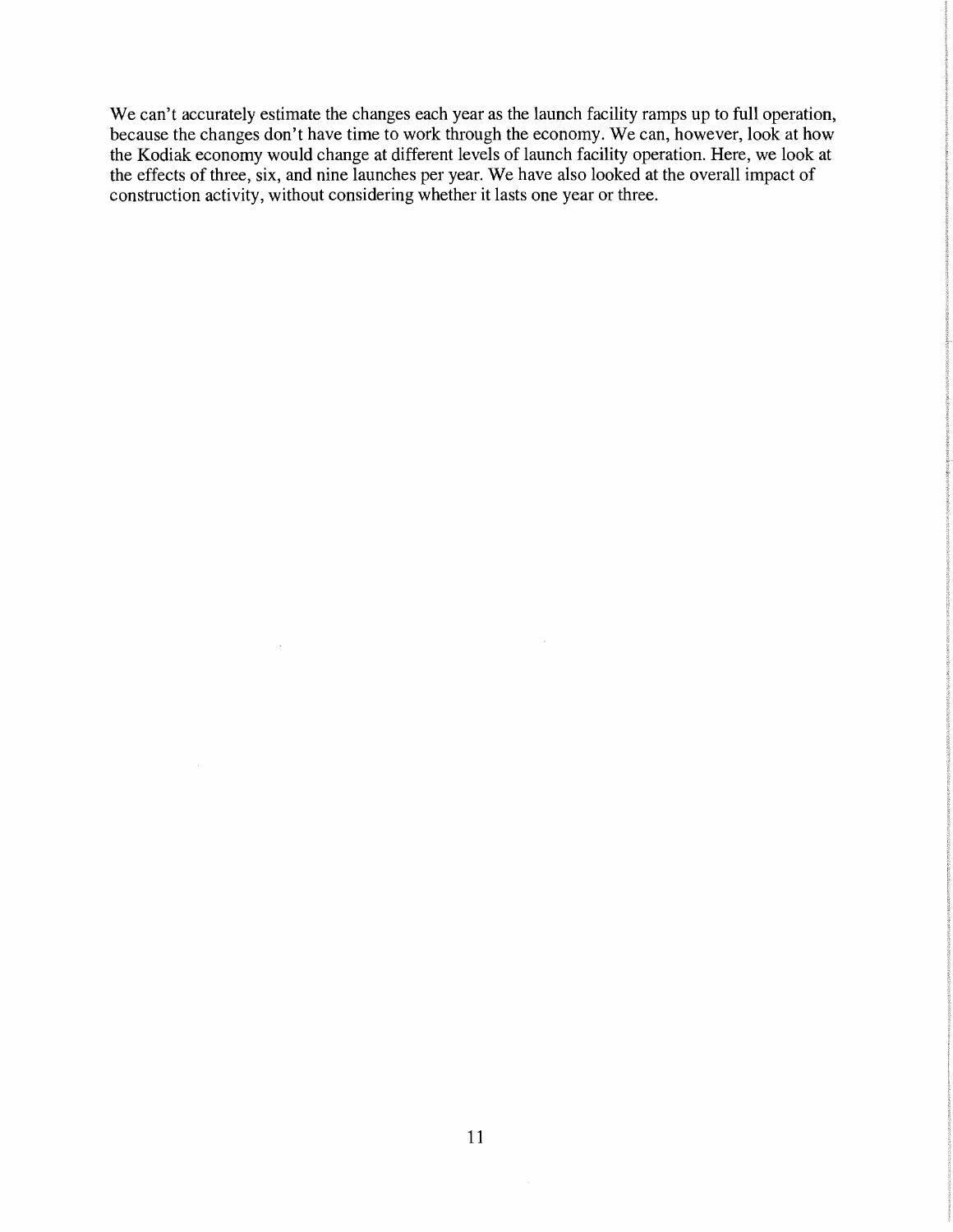We can't accurately estimate the changes each year as the launch facility ramps up to full operation, because the changes don't have time to work through the economy. We can, however, look at how the Kodiak economy would change at different levels of launch facility operation. Here, we look at the effects of three, six, and nine launches per year. We have also looked at the overall impact of construction activity, without considering whether it lasts one year or three.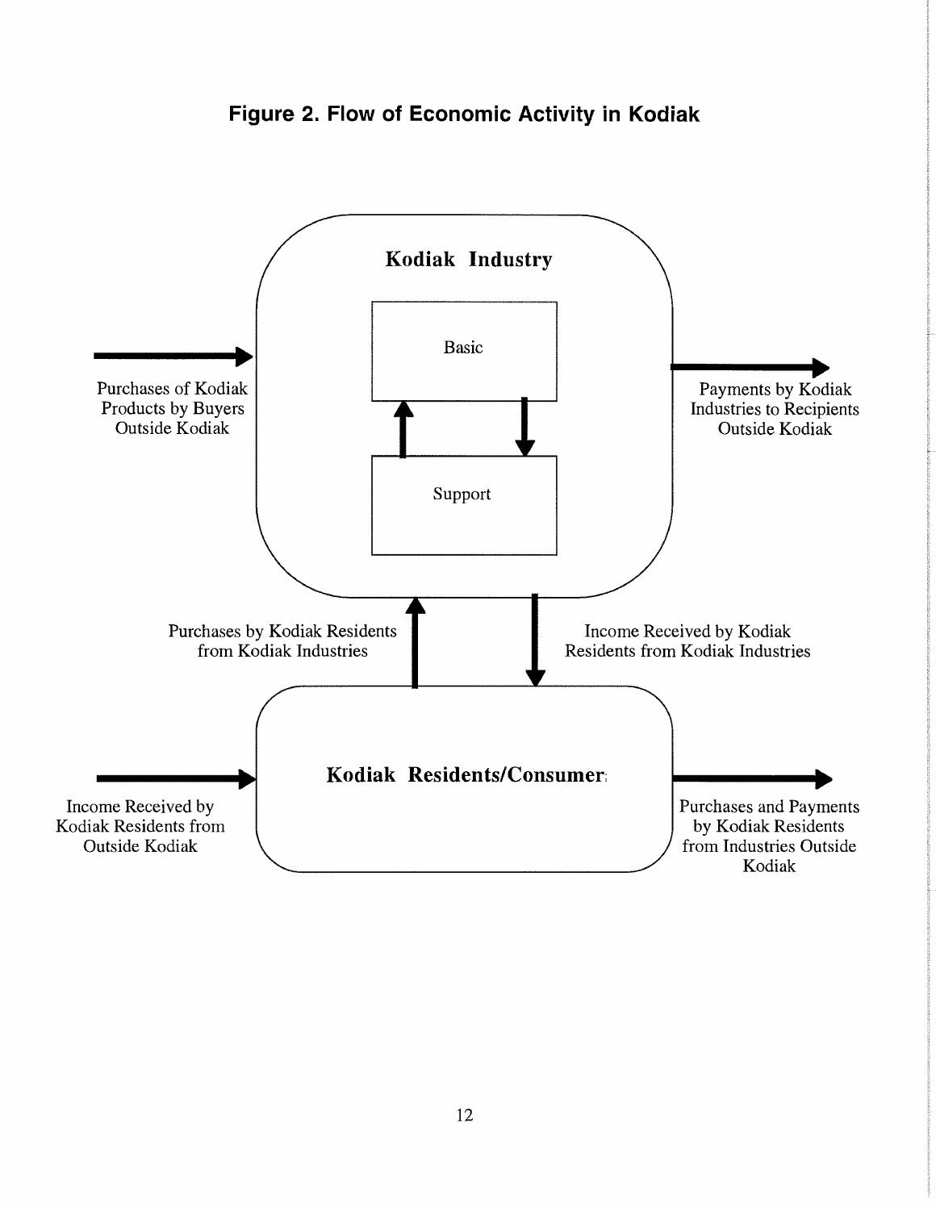**Figure 2. Flow of Economic Activity in Kodiak**

**Kodiak Industry**

Basic

Support

Purchases of Kodiak Products by Buyers Outside Kodiak

Payments by Kodiak Industries to Recipients Outside Kodiak

Purchases by Kodiak Residents from Kodiak Industries

Income Received by Kodiak Residents from Kodiak Industries

**Kodiak Residents/Consumers**

Income Received by Kodiak Residents from Outside Kodiak

Purchases and Payments by Kodiak Residents from Industries Outside Kodiak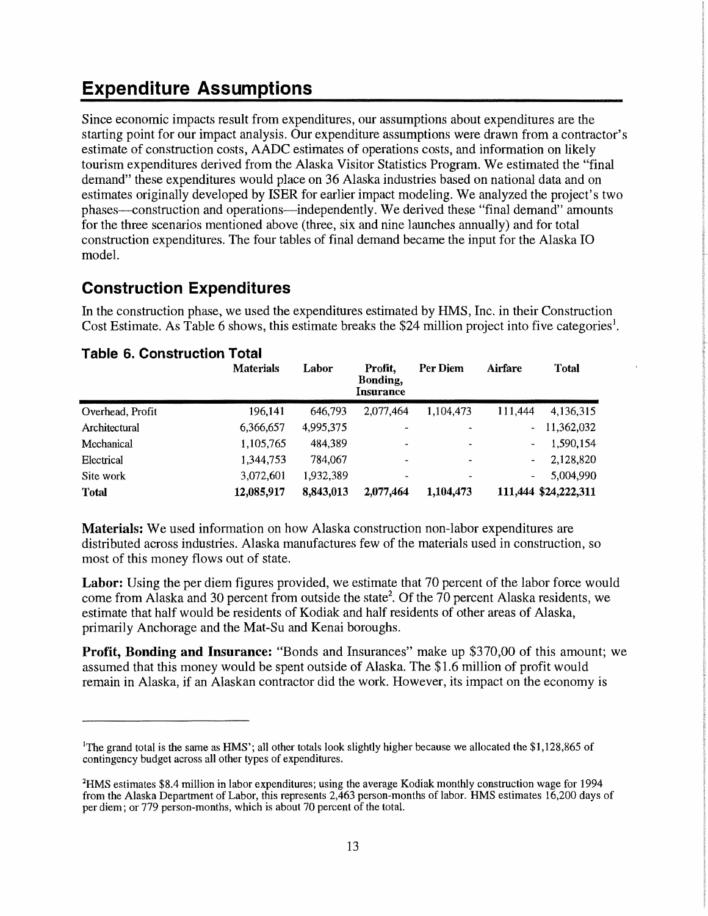# Expenditure Assumptions

Since economic impacts result from expenditures, our assumptions about expenditures are the starting point for our impact analysis. Our expenditure assumptions were drawn from a contractor's estimate of construction costs, AADC estimates of operations costs, and information on likely tourism expenditures derived from the Alaska Visitor Statistics Program. We estimated the "final demand" these expenditures would place on 36 Alaska industries based on national data and on estimates originally developed by ISER for earlier impact modeling. We analyzed the project's two phases—construction and operations—independently. We derived these "final demand" amounts for the three scenarios mentioned above (three, six and nine launches annually) and for total construction expenditures. The four tables of final demand became the input for the Alaska IO model.

## Construction Expenditures

In the construction phase, we used the expenditures estimated by HMS, Inc. in their Construction Cost Estimate. As Table 6 shows, this estimate breaks the $24 million project into five categories[1].

### Table 6. Construction Total

| | Materials | Labor | Profit, Bonding, Insurance | Per Diem | Airfare | Total |
|---|---|---|---|---|---|---|
| Overhead, Profit | 196,141 | 646,793 | 2,077,464 | 1,104,473 | 111,444 | 4,136,315 |
| Architectural | 6,366,657 | 4,995,375 | - | - | - | 11,362,032 |
| Mechanical | 1,105,765 | 484,389 | - | - | - | 1,590,154 |
| Electrical | 1,344,753 | 784,067 | - | - | - | 2,128,820 |
| Site work | 3,072,601 | 1,932,389 | - | - | - | 5,004,990 |
| **Total** | **12,085,917** | **8,843,013** | **2,077,464** | **1,104,473** | **111,444** | **$24,222,311** |

**Materials:** We used information on how Alaska construction non-labor expenditures are distributed across industries. Alaska manufactures few of the materials used in construction, so most of this money flows out of state.

**Labor:** Using the per diem figures provided, we estimate that 70 percent of the labor force would come from Alaska and 30 percent from outside the state[2]. Of the 70 percent Alaska residents, we estimate that half would be residents of Kodiak and half residents of other areas of Alaska, primarily Anchorage and the Mat-Su and Kenai boroughs.

**Profit, Bonding and Insurance:** "Bonds and Insurances" make up $370,00 of this amount; we assumed that this money would be spent outside of Alaska. The $1.6 million of profit would remain in Alaska, if an Alaskan contractor did the work. However, its impact on the economy is

---

[1]The grand total is the same as HMS'; all other totals look slightly higher because we allocated the $1,128,865 of contingency budget across all other types of expenditures.

[2]HMS estimates $8.4 million in labor expenditures; using the average Kodiak monthly construction wage for 1994 from the Alaska Department of Labor, this represents 2,463 person-months of labor. HMS estimates 16,200 days of per diem; or 779 person-months, which is about 70 percent of the total.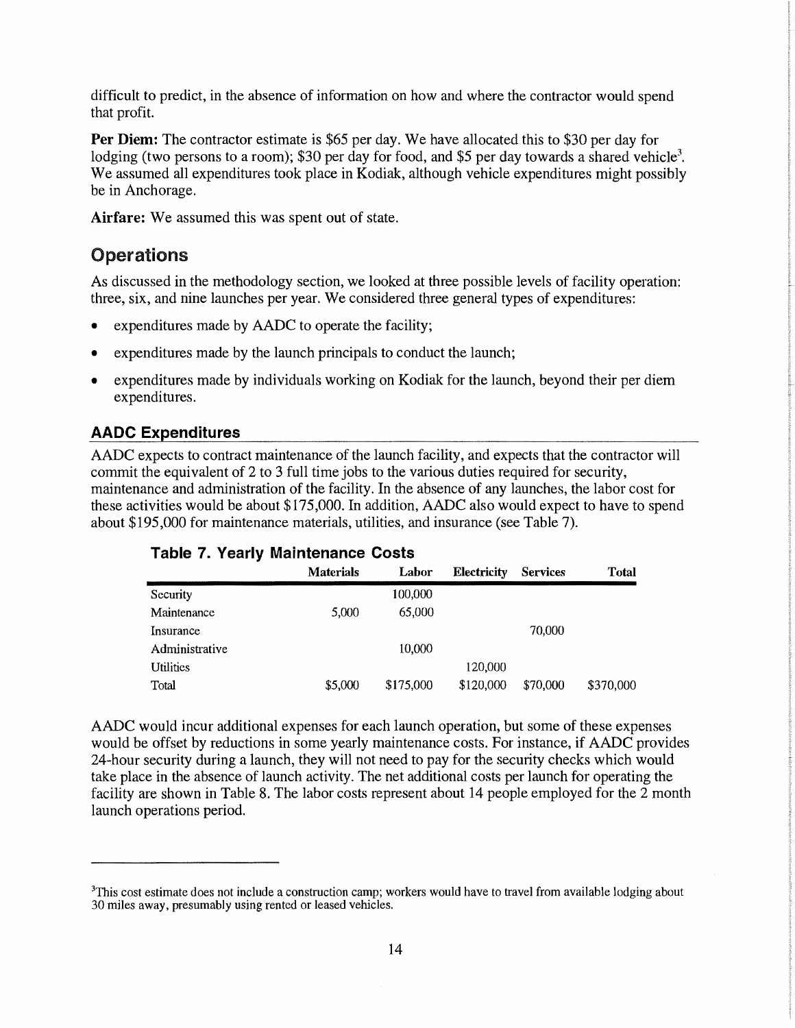difficult to predict, in the absence of information on how and where the contractor would spend that profit.

**Per Diem:** The contractor estimate is $65 per day. We have allocated this to $30 per day for lodging (two persons to a room); $30 per day for food, and $5 per day towards a shared vehicle[3]. We assumed all expenditures took place in Kodiak, although vehicle expenditures might possibly be in Anchorage.

**Airfare:** We assumed this was spent out of state.

## Operations

As discussed in the methodology section, we looked at three possible levels of facility operation: three, six, and nine launches per year. We considered three general types of expenditures:

- expenditures made by AADC to operate the facility;
- expenditures made by the launch principals to conduct the launch;
- expenditures made by individuals working on Kodiak for the launch, beyond their per diem expenditures.

### AADC Expenditures

AADC expects to contract maintenance of the launch facility, and expects that the contractor will commit the equivalent of 2 to 3 full time jobs to the various duties required for security, maintenance and administration of the facility. In the absence of any launches, the labor cost for these activities would be about $175,000. In addition, AADC also would expect to have to spend about $195,000 for maintenance materials, utilities, and insurance (see Table 7).

**Table 7. Yearly Maintenance Costs**

| | Materials | Labor | Electricity | Services | Total |
|---|---|---|---|---|---|
| Security | | 100,000 | | | |
| Maintenance | 5,000 | 65,000 | | | |
| Insurance | | | | 70,000 | |
| Administrative | | 10,000 | | | |
| Utilities | | | 120,000 | | |
| Total | $5,000 | $175,000 | $120,000 | $70,000 | $370,000 |

AADC would incur additional expenses for each launch operation, but some of these expenses would be offset by reductions in some yearly maintenance costs. For instance, if AADC provides 24-hour security during a launch, they will not need to pay for the security checks which would take place in the absence of launch activity. The net additional costs per launch for operating the facility are shown in Table 8. The labor costs represent about 14 people employed for the 2 month launch operations period.

---

[3]This cost estimate does not include a construction camp; workers would have to travel from available lodging about 30 miles away, presumably using rented or leased vehicles.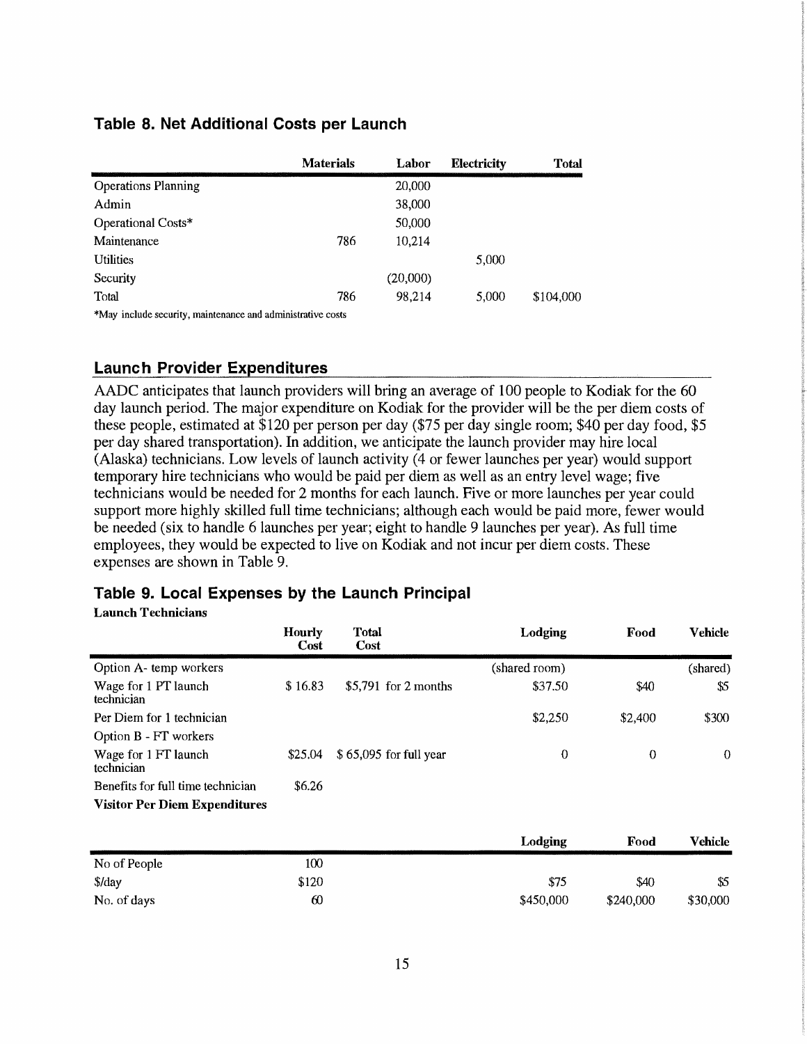## Table 8. Net Additional Costs per Launch

| | Materials | Labor | Electricity | Total |
|---|---|---|---|---|
| Operations Planning | | 20,000 | | |
| Admin | | 38,000 | | |
| Operational Costs* | | 50,000 | | |
| Maintenance | 786 | 10,214 | | |
| Utilities | | | 5,000 | |
| Security | | (20,000) | | |
| Total | 786 | 98,214 | 5,000 | $104,000 |

*May include security, maintenance and administrative costs

## Launch Provider Expenditures

AADC anticipates that launch providers will bring an average of 100 people to Kodiak for the 60 day launch period. The major expenditure on Kodiak for the provider will be the per diem costs of these people, estimated at $120 per person per day ($75 per day single room; $40 per day food, $5 per day shared transportation). In addition, we anticipate the launch provider may hire local (Alaska) technicians. Low levels of launch activity (4 or fewer launches per year) would support temporary hire technicians who would be paid per diem as well as an entry level wage; five technicians would be needed for 2 months for each launch. Five or more launches per year could support more highly skilled full time technicians; although each would be paid more, fewer would be needed (six to handle 6 launches per year; eight to handle 9 launches per year). As full time employees, they would be expected to live on Kodiak and not incur per diem costs. These expenses are shown in Table 9.

## Table 9. Local Expenses by the Launch Principal

**Launch Technicians**

| | Hourly Cost | Total Cost | Lodging | Food | Vehicle |
|---|---|---|---|---|---|
| Option A- temp workers | | | (shared room) | | (shared) |
| Wage for 1 PT launch technician | $ 16.83 | $5,791 for 2 months | $37.50 | $40 | $5 |
| Per Diem for 1 technician | | | $2,250 | $2,400 | $300 |
| Option B - FT workers | | | | | |
| Wage for 1 FT launch technician | $25.04 | $ 65,095 for full year | 0 | 0 | 0 |
| Benefits for full time technician | $6.26 | | | | |

**Visitor Per Diem Expenditures**

| | | Lodging | Food | Vehicle |
|---|---|---|---|---|
| No of People | 100 | | | |
| $/day | $120 | $75 | $40 | $5 |
| No. of days | 60 | $450,000 | $240,000 | $30,000 |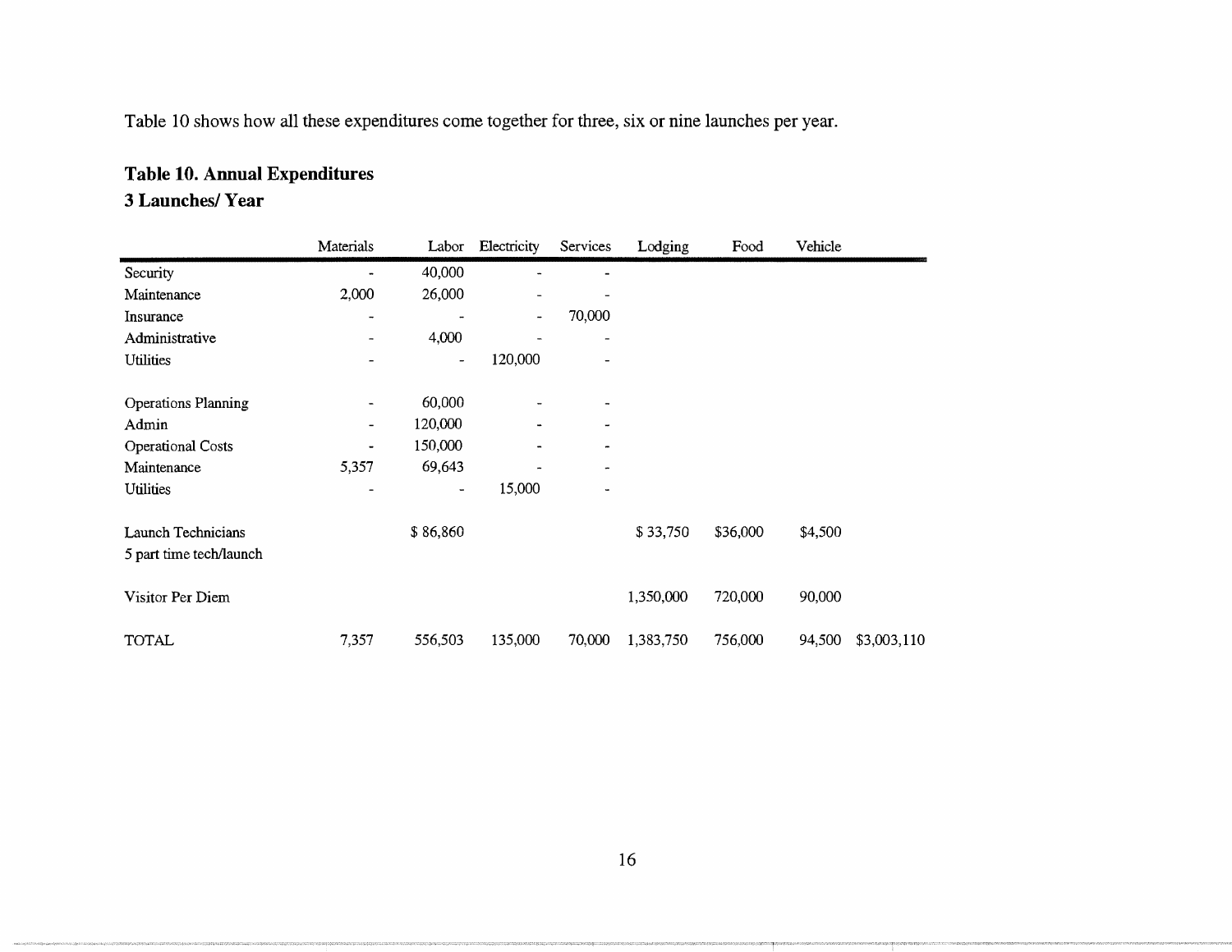Table 10 shows how all these expenditures come together for three, six or nine launches per year.

### Table 10. Annual Expenditures
### 3 Launches/ Year

| | Materials | Labor | Electricity | Services | Lodging | Food | Vehicle | |
|---|---|---|---|---|---|---|---|---|
| Security | - | 40,000 | - | - | | | | |
| Maintenance | 2,000 | 26,000 | - | - | | | | |
| Insurance | - | - | - | 70,000 | | | | |
| Administrative | - | 4,000 | - | - | | | | |
| Utilities | - | - | 120,000 | - | | | | |
| Operations Planning | - | 60,000 | - | - | | | | |
| Admin | - | 120,000 | - | - | | | | |
| Operational Costs | - | 150,000 | - | - | | | | |
| Maintenance | 5,357 | 69,643 | - | - | | | | |
| Utilities | - | - | 15,000 | - | | | | |
| Launch Technicians<br>5 part time tech/launch | | $ 86,860 | | | $ 33,750 | $36,000 | $4,500 | |
| Visitor Per Diem | | | | | 1,350,000 | 720,000 | 90,000 | |
| TOTAL | 7,357 | 556,503 | 135,000 | 70,000 | 1,383,750 | 756,000 | 94,500 | $3,003,110 |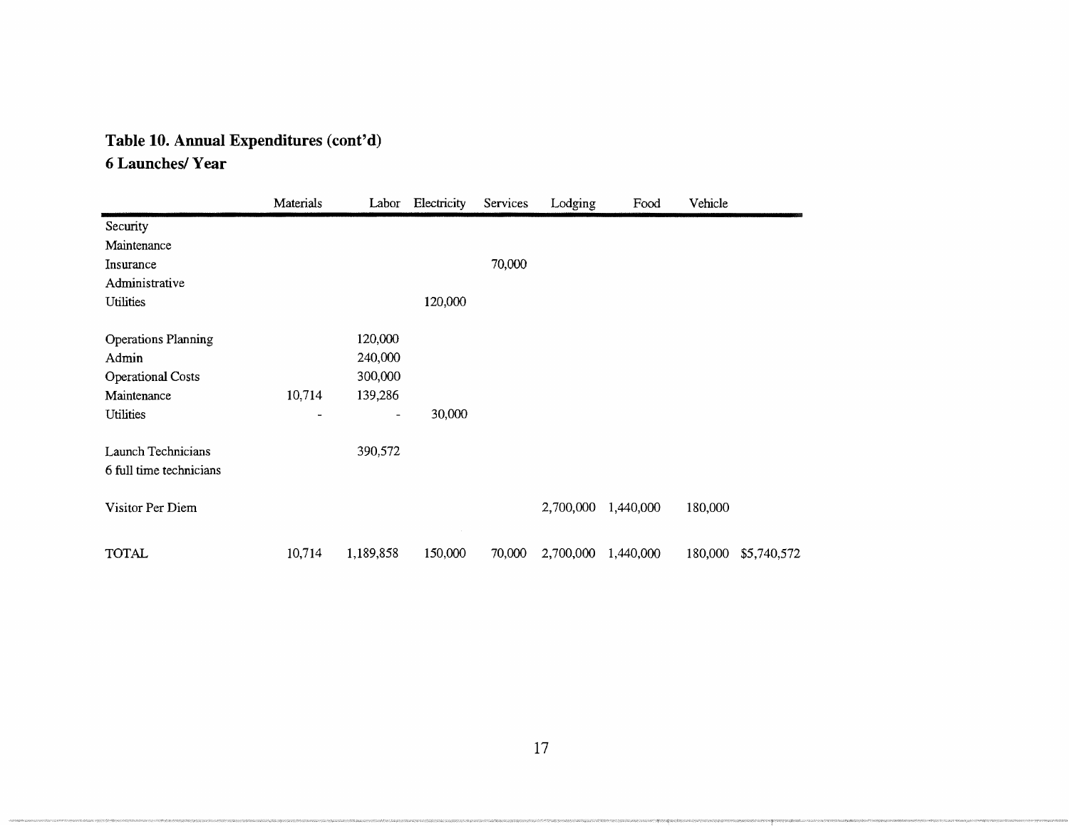## Table 10. Annual Expenditures (cont'd)
## 6 Launches/ Year

| | Materials | Labor | Electricity | Services | Lodging | Food | Vehicle | |
|---|---|---|---|---|---|---|---|---|
| Security | | | | | | | | |
| Maintenance | | | | | | | | |
| Insurance | | | | 70,000 | | | | |
| Administrative | | | | | | | | |
| Utilities | | | 120,000 | | | | | |
| | | | | | | | | |
| Operations Planning | | 120,000 | | | | | | |
| Admin | | 240,000 | | | | | | |
| Operational Costs | | 300,000 | | | | | | |
| Maintenance | 10,714 | 139,286 | | | | | | |
| Utilities | - | - | 30,000 | | | | | |
| | | | | | | | | |
| Launch Technicians | | 390,572 | | | | | | |
| 6 full time technicians | | | | | | | | |
| | | | | | | | | |
| Visitor Per Diem | | | | | 2,700,000 | 1,440,000 | 180,000 | |
| | | | | | | | | |
| TOTAL | 10,714 | 1,189,858 | 150,000 | 70,000 | 2,700,000 | 1,440,000 | 180,000 | $5,740,572 |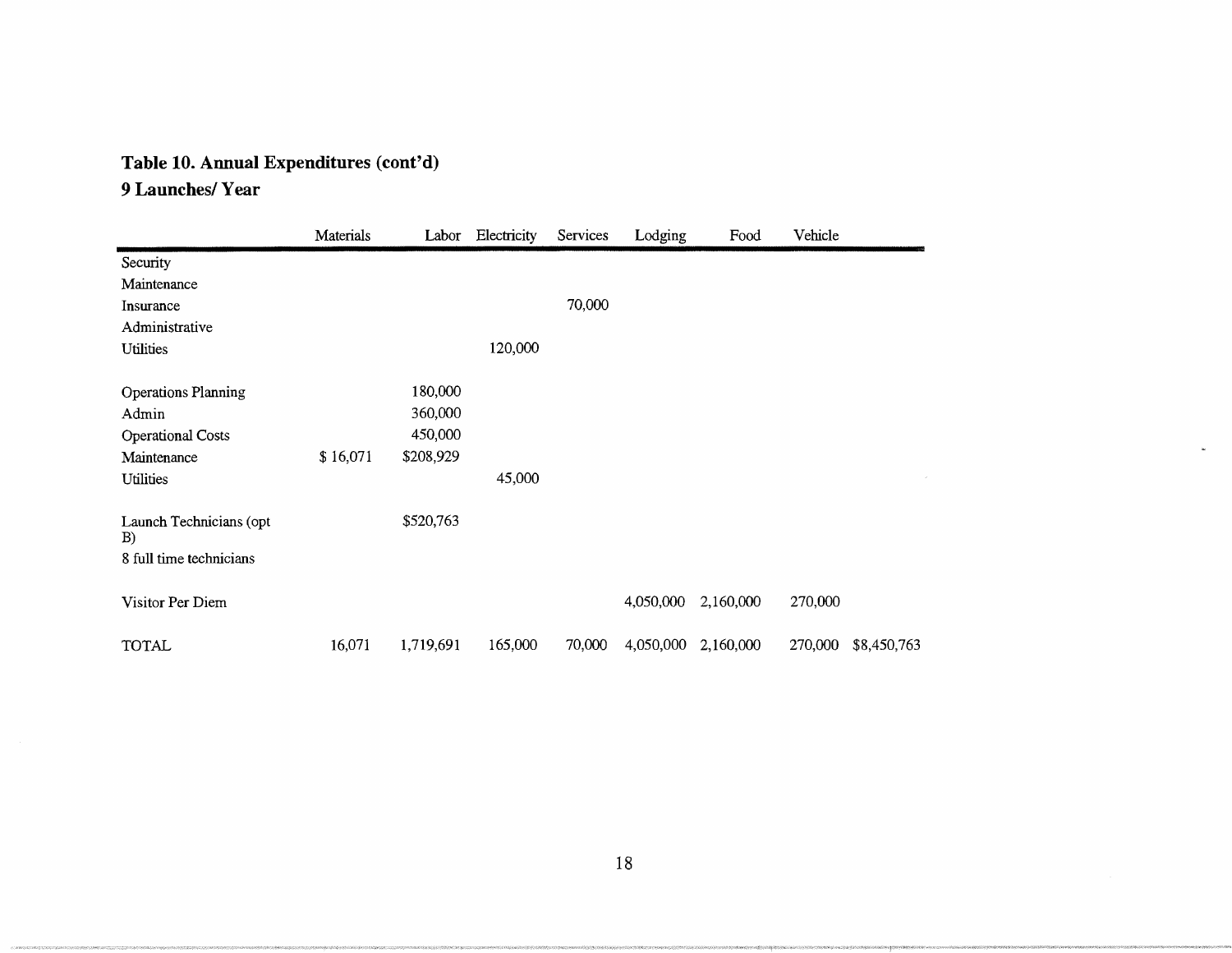## Table 10. Annual Expenditures (cont'd)
## 9 Launches/ Year

| | Materials | Labor | Electricity | Services | Lodging | Food | Vehicle | |
|---|---|---|---|---|---|---|---|---|
| Security | | | | | | | | |
| Maintenance | | | | | | | | |
| Insurance | | | | 70,000 | | | | |
| Administrative | | | | | | | | |
| Utilities | | | 120,000 | | | | | |
| | | | | | | | | |
| Operations Planning | | 180,000 | | | | | | |
| Admin | | 360,000 | | | | | | |
| Operational Costs | | 450,000 | | | | | | |
| Maintenance | $ 16,071 | $208,929 | | | | | | |
| Utilities | | | 45,000 | | | | | |
| | | | | | | | | |
| Launch Technicians (opt B) | | $520,763 | | | | | | |
| 8 full time technicians | | | | | | | | |
| | | | | | | | | |
| Visitor Per Diem | | | | | 4,050,000 | 2,160,000 | 270,000 | |
| | | | | | | | | |
| TOTAL | 16,071 | 1,719,691 | 165,000 | 70,000 | 4,050,000 | 2,160,000 | 270,000 | $8,450,763 |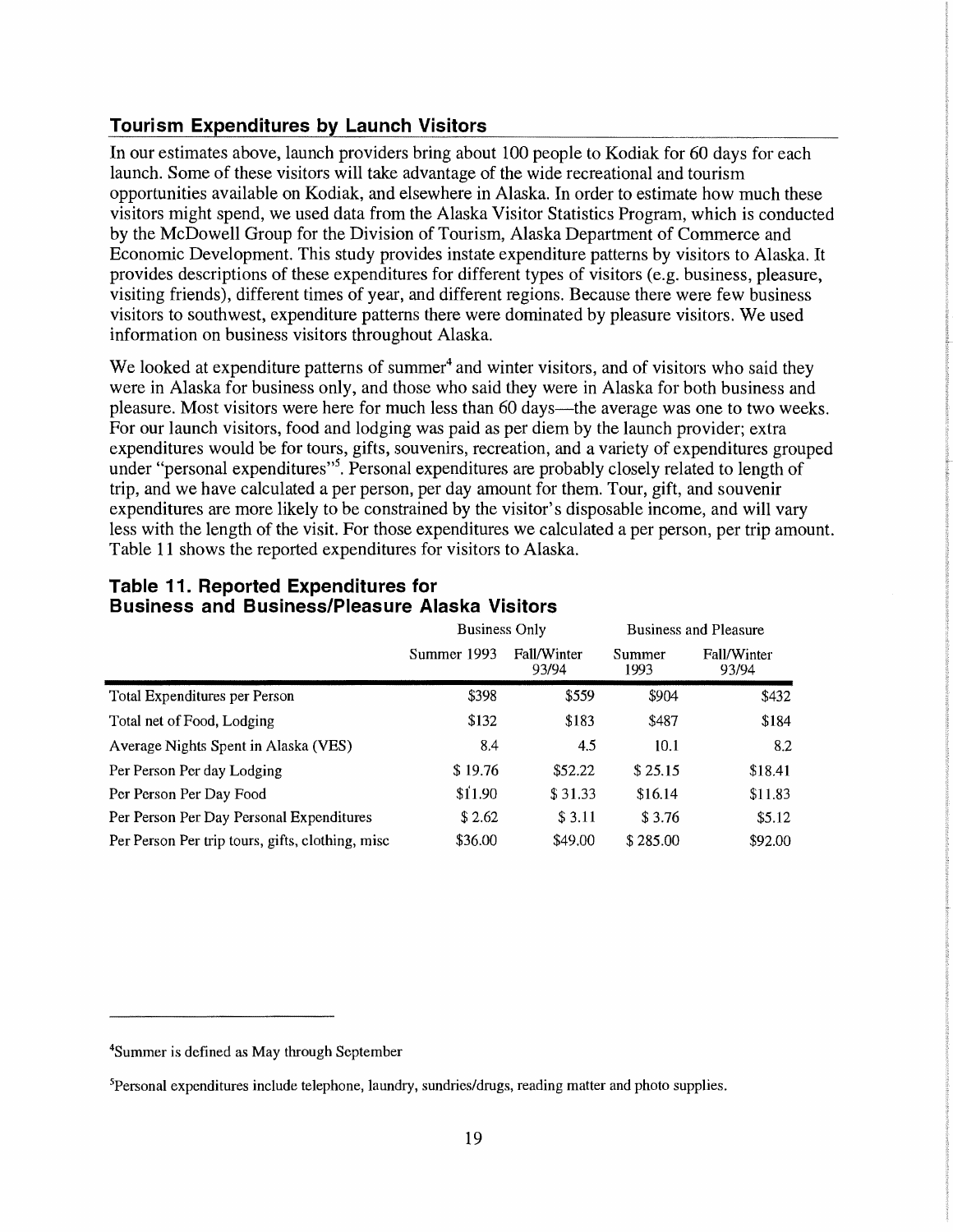## Tourism Expenditures by Launch Visitors

In our estimates above, launch providers bring about 100 people to Kodiak for 60 days for each launch. Some of these visitors will take advantage of the wide recreational and tourism opportunities available on Kodiak, and elsewhere in Alaska. In order to estimate how much these visitors might spend, we used data from the Alaska Visitor Statistics Program, which is conducted by the McDowell Group for the Division of Tourism, Alaska Department of Commerce and Economic Development. This study provides instate expenditure patterns by visitors to Alaska. It provides descriptions of these expenditures for different types of visitors (e.g. business, pleasure, visiting friends), different times of year, and different regions. Because there were few business visitors to southwest, expenditure patterns there were dominated by pleasure visitors. We used information on business visitors throughout Alaska.

We looked at expenditure patterns of summer[4] and winter visitors, and of visitors who said they were in Alaska for business only, and those who said they were in Alaska for both business and pleasure. Most visitors were here for much less than 60 days—the average was one to two weeks. For our launch visitors, food and lodging was paid as per diem by the launch provider; extra expenditures would be for tours, gifts, souvenirs, recreation, and a variety of expenditures grouped under "personal expenditures"[5]. Personal expenditures are probably closely related to length of trip, and we have calculated a per person, per day amount for them. Tour, gift, and souvenir expenditures are more likely to be constrained by the visitor's disposable income, and will vary less with the length of the visit. For those expenditures we calculated a per person, per trip amount. Table 11 shows the reported expenditures for visitors to Alaska.

### Table 11. Reported Expenditures for Business and Business/Pleasure Alaska Visitors

| | Business Only | | Business and Pleasure | |
|---|---|---|---|---|
| | Summer 1993 | Fall/Winter 93/94 | Summer 1993 | Fall/Winter 93/94 |
| Total Expenditures per Person | $398 | $559 | $904 | $432 |
| Total net of Food, Lodging | $132 | $183 | $487 | $184 |
| Average Nights Spent in Alaska (VES) | 8.4 | 4.5 | 10.1 | 8.2 |
| Per Person Per day Lodging | $ 19.76 | $52.22 | $ 25.15 | $18.41 |
| Per Person Per Day Food | $11.90 | $ 31.33 | $16.14 | $11.83 |
| Per Person Per Day Personal Expenditures | $ 2.62 | $ 3.11 | $ 3.76 | $5.12 |
| Per Person Per trip tours, gifts, clothing, misc | $36.00 | $49.00 | $ 285.00 | $92.00 |

---

[4]Summer is defined as May through September

[5]Personal expenditures include telephone, laundry, sundries/drugs, reading matter and photo supplies.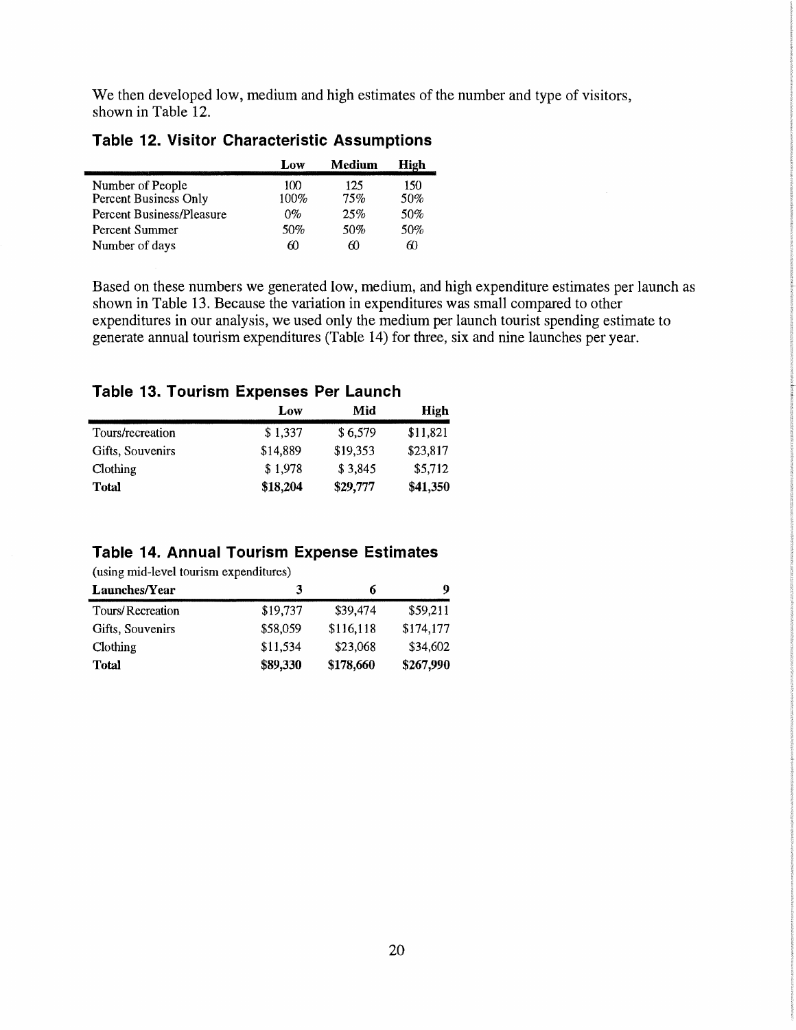We then developed low, medium and high estimates of the number and type of visitors, shown in Table 12.

### Table 12. Visitor Characteristic Assumptions

| | Low | Medium | High |
|---|---|---|---|
| Number of People | 100 | 125 | 150 |
| Percent Business Only | 100% | 75% | 50% |
| Percent Business/Pleasure | 0% | 25% | 50% |
| Percent Summer | 50% | 50% | 50% |
| Number of days | 60 | 60 | 60 |

Based on these numbers we generated low, medium, and high expenditure estimates per launch as shown in Table 13. Because the variation in expenditures was small compared to other expenditures in our analysis, we used only the medium per launch tourist spending estimate to generate annual tourism expenditures (Table 14) for three, six and nine launches per year.

### Table 13. Tourism Expenses Per Launch

| | Low | Mid | High |
|---|---|---|---|
| Tours/recreation | $ 1,337 | $ 6,579 | $11,821 |
| Gifts, Souvenirs | $14,889 | $19,353 | $23,817 |
| Clothing | $ 1,978 | $ 3,845 | $5,712 |
| **Total** | **$18,204** | **$29,777** | **$41,350** |

### Table 14. Annual Tourism Expense Estimates

(using mid-level tourism expenditures)

| **Launches/Year** | **3** | **6** | **9** |
|---|---|---|---|
| Tours/Recreation | $19,737 | $39,474 | $59,211 |
| Gifts, Souvenirs | $58,059 | $116,118 | $174,177 |
| Clothing | $11,534 | $23,068 | $34,602 |
| **Total** | **$89,330** | **$178,660** | **$267,990** |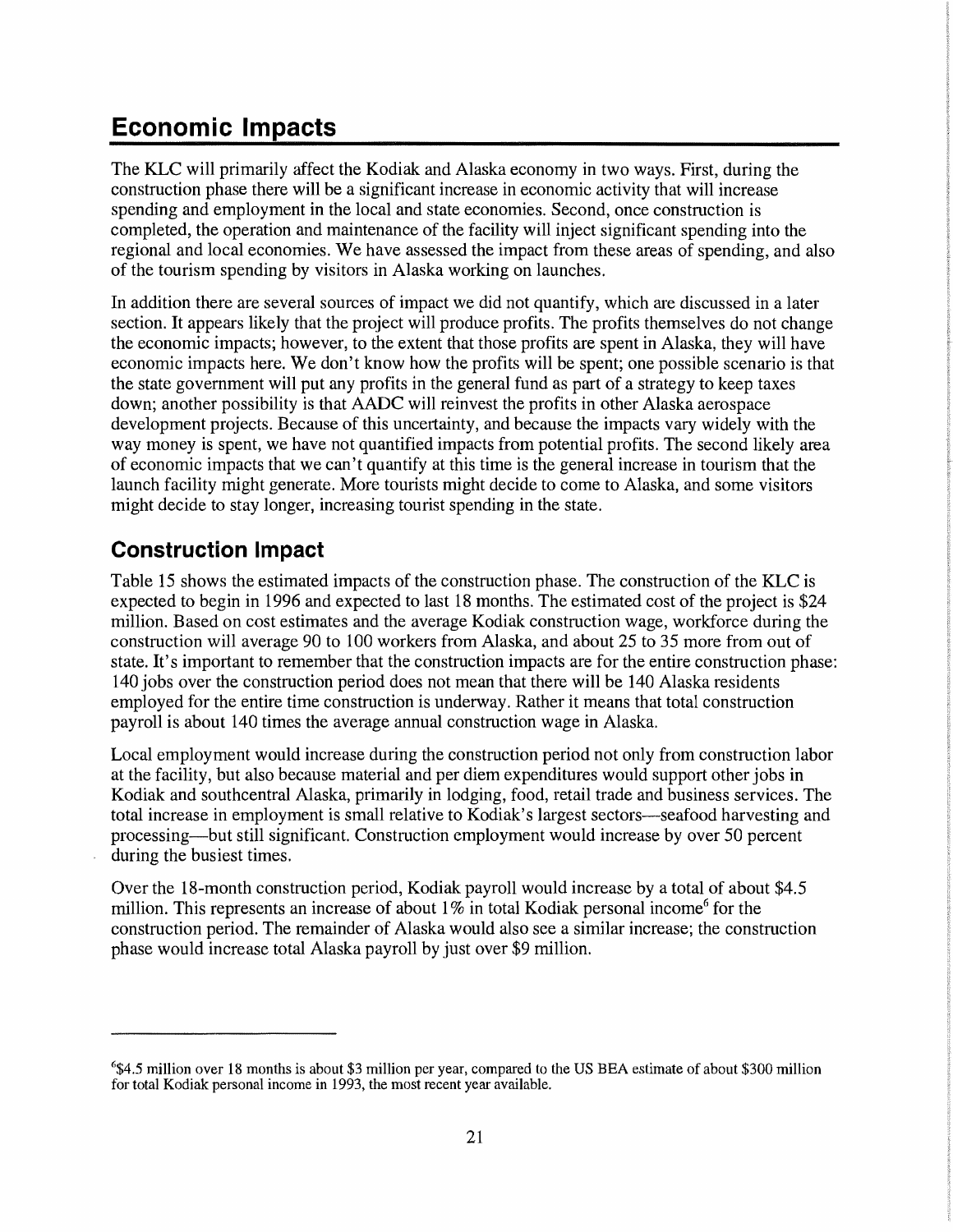# Economic Impacts

The KLC will primarily affect the Kodiak and Alaska economy in two ways. First, during the construction phase there will be a significant increase in economic activity that will increase spending and employment in the local and state economies. Second, once construction is completed, the operation and maintenance of the facility will inject significant spending into the regional and local economies. We have assessed the impact from these areas of spending, and also of the tourism spending by visitors in Alaska working on launches.

In addition there are several sources of impact we did not quantify, which are discussed in a later section. It appears likely that the project will produce profits. The profits themselves do not change the economic impacts; however, to the extent that those profits are spent in Alaska, they will have economic impacts here. We don't know how the profits will be spent; one possible scenario is that the state government will put any profits in the general fund as part of a strategy to keep taxes down; another possibility is that AADC will reinvest the profits in other Alaska aerospace development projects. Because of this uncertainty, and because the impacts vary widely with the way money is spent, we have not quantified impacts from potential profits. The second likely area of economic impacts that we can't quantify at this time is the general increase in tourism that the launch facility might generate. More tourists might decide to come to Alaska, and some visitors might decide to stay longer, increasing tourist spending in the state.

## Construction Impact

Table 15 shows the estimated impacts of the construction phase. The construction of the KLC is expected to begin in 1996 and expected to last 18 months. The estimated cost of the project is $24 million. Based on cost estimates and the average Kodiak construction wage, workforce during the construction will average 90 to 100 workers from Alaska, and about 25 to 35 more from out of state. It's important to remember that the construction impacts are for the entire construction phase: 140 jobs over the construction period does not mean that there will be 140 Alaska residents employed for the entire time construction is underway. Rather it means that total construction payroll is about 140 times the average annual construction wage in Alaska.

Local employment would increase during the construction period not only from construction labor at the facility, but also because material and per diem expenditures would support other jobs in Kodiak and southcentral Alaska, primarily in lodging, food, retail trade and business services. The total increase in employment is small relative to Kodiak's largest sectors—seafood harvesting and processing—but still significant. Construction employment would increase by over 50 percent during the busiest times.

Over the 18-month construction period, Kodiak payroll would increase by a total of about $4.5 million. This represents an increase of about 1% in total Kodiak personal income[6] for the construction period. The remainder of Alaska would also see a similar increase; the construction phase would increase total Alaska payroll by just over $9 million.

---

[6] $4.5 million over 18 months is about $3 million per year, compared to the US BEA estimate of about $300 million for total Kodiak personal income in 1993, the most recent year available.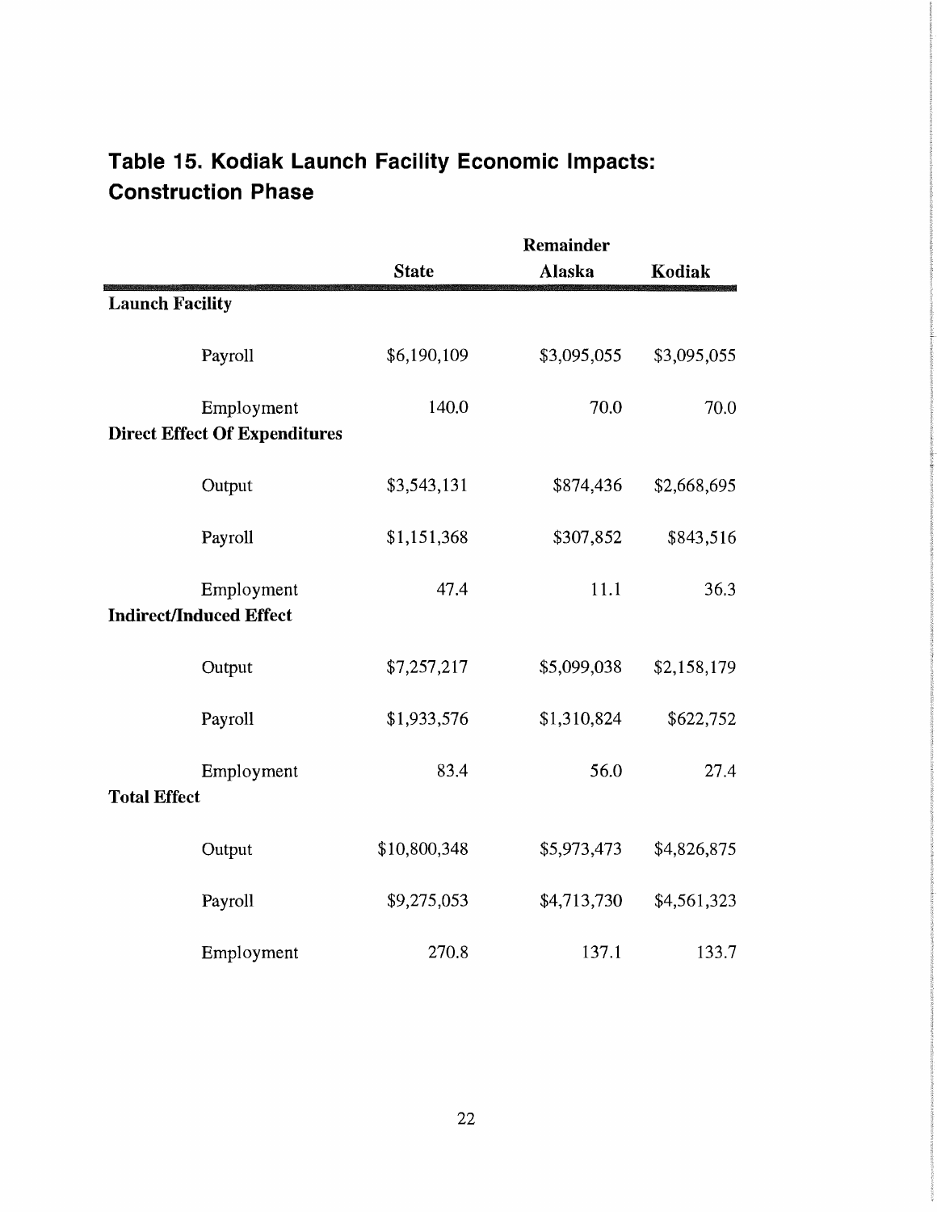## Table 15. Kodiak Launch Facility Economic Impacts: Construction Phase

| | State | Remainder Alaska | Kodiak |
|---|---|---|---|
| **Launch Facility** | | | |
| Payroll | $6,190,109 | $3,095,055 | $3,095,055 |
| Employment | 140.0 | 70.0 | 70.0 |
| **Direct Effect Of Expenditures** | | | |
| Output | $3,543,131 | $874,436 | $2,668,695 |
| Payroll | $1,151,368 | $307,852 | $843,516 |
| Employment | 47.4 | 11.1 | 36.3 |
| **Indirect/Induced Effect** | | | |
| Output | $7,257,217 | $5,099,038 | $2,158,179 |
| Payroll | $1,933,576 | $1,310,824 | $622,752 |
| Employment | 83.4 | 56.0 | 27.4 |
| **Total Effect** | | | |
| Output | $10,800,348 | $5,973,473 | $4,826,875 |
| Payroll | $9,275,053 | $4,713,730 | $4,561,323 |
| Employment | 270.8 | 137.1 | 133.7 |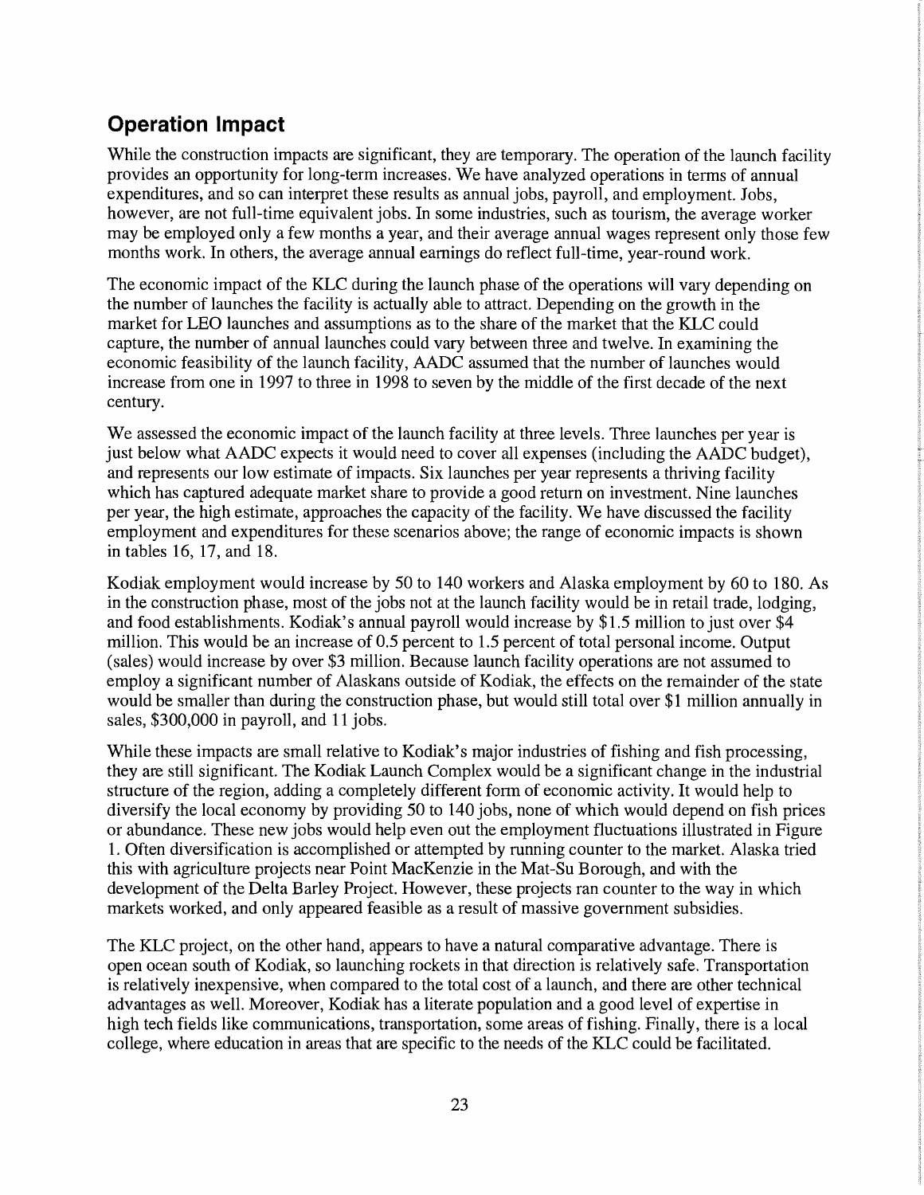## Operation Impact

While the construction impacts are significant, they are temporary. The operation of the launch facility provides an opportunity for long-term increases. We have analyzed operations in terms of annual expenditures, and so can interpret these results as annual jobs, payroll, and employment. Jobs, however, are not full-time equivalent jobs. In some industries, such as tourism, the average worker may be employed only a few months a year, and their average annual wages represent only those few months work. In others, the average annual earnings do reflect full-time, year-round work.

The economic impact of the KLC during the launch phase of the operations will vary depending on the number of launches the facility is actually able to attract. Depending on the growth in the market for LEO launches and assumptions as to the share of the market that the KLC could capture, the number of annual launches could vary between three and twelve. In examining the economic feasibility of the launch facility, AADC assumed that the number of launches would increase from one in 1997 to three in 1998 to seven by the middle of the first decade of the next century.

We assessed the economic impact of the launch facility at three levels. Three launches per year is just below what AADC expects it would need to cover all expenses (including the AADC budget), and represents our low estimate of impacts. Six launches per year represents a thriving facility which has captured adequate market share to provide a good return on investment. Nine launches per year, the high estimate, approaches the capacity of the facility. We have discussed the facility employment and expenditures for these scenarios above; the range of economic impacts is shown in tables 16, 17, and 18.

Kodiak employment would increase by 50 to 140 workers and Alaska employment by 60 to 180. As in the construction phase, most of the jobs not at the launch facility would be in retail trade, lodging, and food establishments. Kodiak's annual payroll would increase by $1.5 million to just over $4 million. This would be an increase of 0.5 percent to 1.5 percent of total personal income. Output (sales) would increase by over $3 million. Because launch facility operations are not assumed to employ a significant number of Alaskans outside of Kodiak, the effects on the remainder of the state would be smaller than during the construction phase, but would still total over $1 million annually in sales, $300,000 in payroll, and 11 jobs.

While these impacts are small relative to Kodiak's major industries of fishing and fish processing, they are still significant. The Kodiak Launch Complex would be a significant change in the industrial structure of the region, adding a completely different form of economic activity. It would help to diversify the local economy by providing 50 to 140 jobs, none of which would depend on fish prices or abundance. These new jobs would help even out the employment fluctuations illustrated in Figure 1. Often diversification is accomplished or attempted by running counter to the market. Alaska tried this with agriculture projects near Point MacKenzie in the Mat-Su Borough, and with the development of the Delta Barley Project. However, these projects ran counter to the way in which markets worked, and only appeared feasible as a result of massive government subsidies.

The KLC project, on the other hand, appears to have a natural comparative advantage. There is open ocean south of Kodiak, so launching rockets in that direction is relatively safe. Transportation is relatively inexpensive, when compared to the total cost of a launch, and there are other technical advantages as well. Moreover, Kodiak has a literate population and a good level of expertise in high tech fields like communications, transportation, some areas of fishing. Finally, there is a local college, where education in areas that are specific to the needs of the KLC could be facilitated.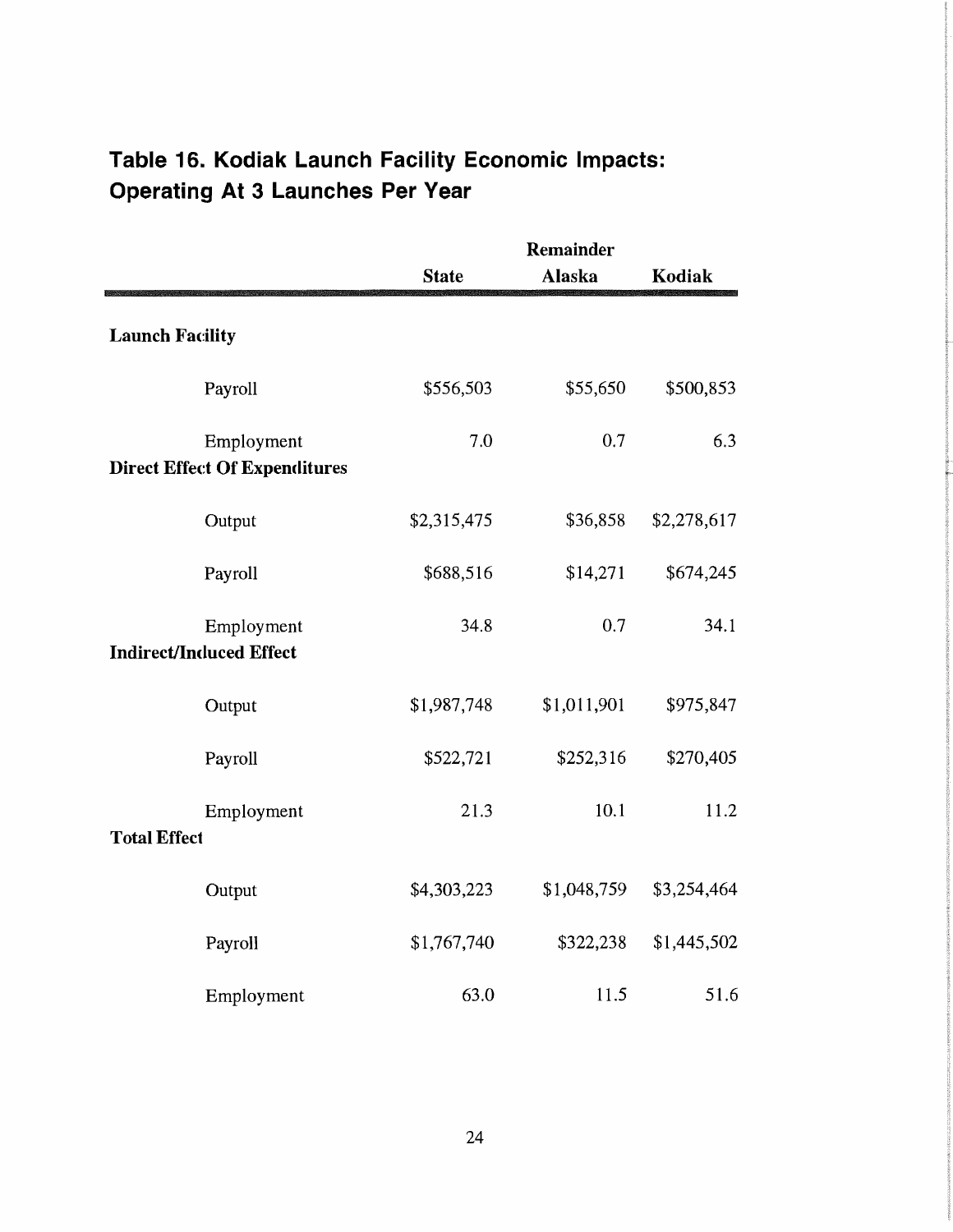## Table 16. Kodiak Launch Facility Economic Impacts: Operating At 3 Launches Per Year

| | State | Remainder Alaska | Kodiak |
|---|---|---|---|
| **Launch Facility** | | | |
| Payroll | $556,503 | $55,650 | $500,853 |
| Employment | 7.0 | 0.7 | 6.3 |
| **Direct Effect Of Expenditures** | | | |
| Output | $2,315,475 | $36,858 | $2,278,617 |
| Payroll | $688,516 | $14,271 | $674,245 |
| Employment | 34.8 | 0.7 | 34.1 |
| **Indirect/Induced Effect** | | | |
| Output | $1,987,748 | $1,011,901 | $975,847 |
| Payroll | $522,721 | $252,316 | $270,405 |
| Employment | 21.3 | 10.1 | 11.2 |
| **Total Effect** | | | |
| Output | $4,303,223 | $1,048,759 | $3,254,464 |
| Payroll | $1,767,740 | $322,238 | $1,445,502 |
| Employment | 63.0 | 11.5 | 51.6 |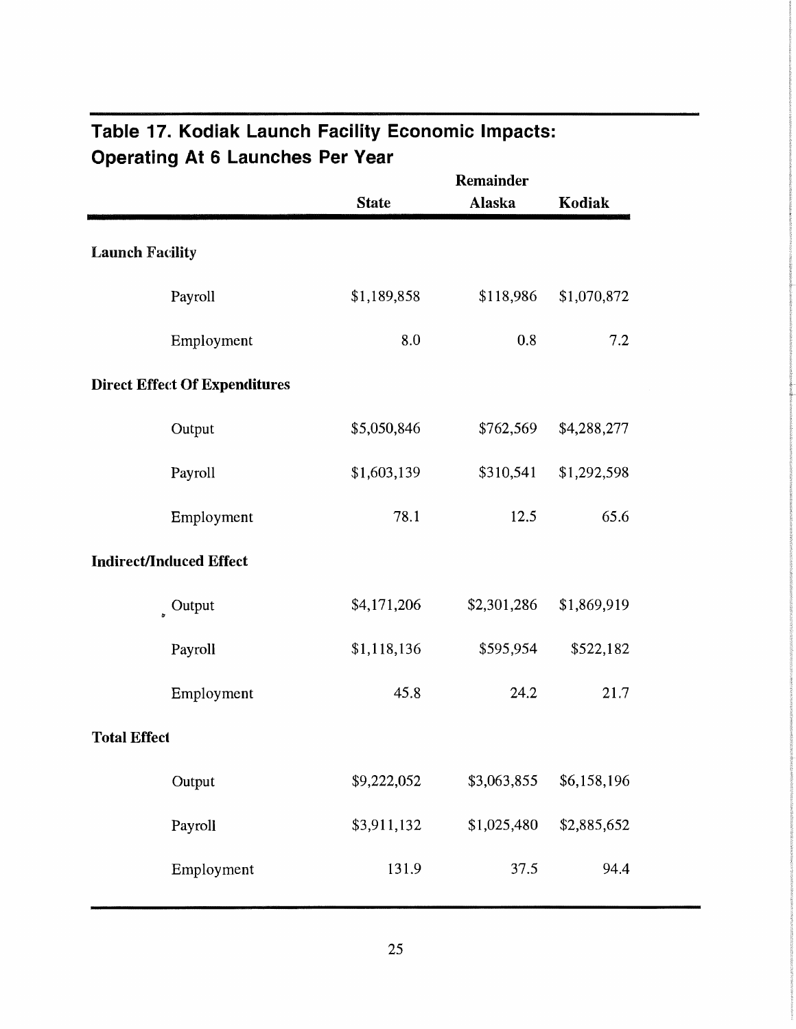## Table 17. Kodiak Launch Facility Economic Impacts: Operating At 6 Launches Per Year

| | State | Remainder Alaska | Kodiak |
|---|---|---|---|
| **Launch Facility** | | | |
| Payroll | $1,189,858 | $118,986 | $1,070,872 |
| Employment | 8.0 | 0.8 | 7.2 |
| **Direct Effect Of Expenditures** | | | |
| Output | $5,050,846 | $762,569 | $4,288,277 |
| Payroll | $1,603,139 | $310,541 | $1,292,598 |
| Employment | 78.1 | 12.5 | 65.6 |
| **Indirect/Induced Effect** | | | |
| Output | $4,171,206 | $2,301,286 | $1,869,919 |
| Payroll | $1,118,136 | $595,954 | $522,182 |
| Employment | 45.8 | 24.2 | 21.7 |
| **Total Effect** | | | |
| Output | $9,222,052 | $3,063,855 | $6,158,196 |
| Payroll | $3,911,132 | $1,025,480 | $2,885,652 |
| Employment | 131.9 | 37.5 | 94.4 |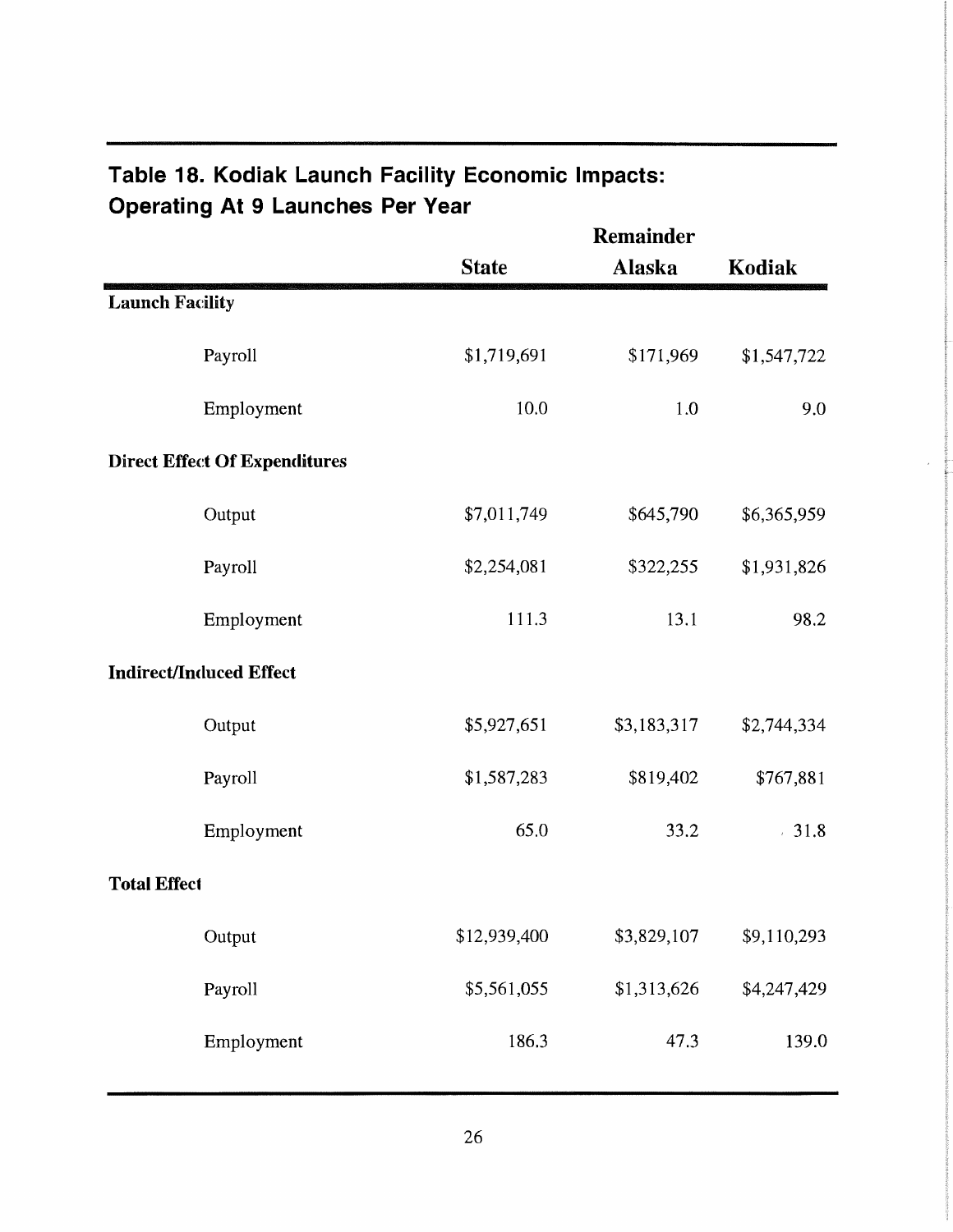## Table 18. Kodiak Launch Facility Economic Impacts: Operating At 9 Launches Per Year

| | State | Remainder Alaska | Kodiak |
|---|---|---|---|
| **Launch Facility** | | | |
| Payroll | $1,719,691 | $171,969 | $1,547,722 |
| Employment | 10.0 | 1.0 | 9.0 |
| **Direct Effect Of Expenditures** | | | |
| Output | $7,011,749 | $645,790 | $6,365,959 |
| Payroll | $2,254,081 | $322,255 | $1,931,826 |
| Employment | 111.3 | 13.1 | 98.2 |
| **Indirect/Induced Effect** | | | |
| Output | $5,927,651 | $3,183,317 | $2,744,334 |
| Payroll | $1,587,283 | $819,402 | $767,881 |
| Employment | 65.0 | 33.2 | 31.8 |
| **Total Effect** | | | |
| Output | $12,939,400 | $3,829,107 | $9,110,293 |
| Payroll | $5,561,055 | $1,313,626 | $4,247,429 |
| Employment | 186.3 | 47.3 | 139.0 |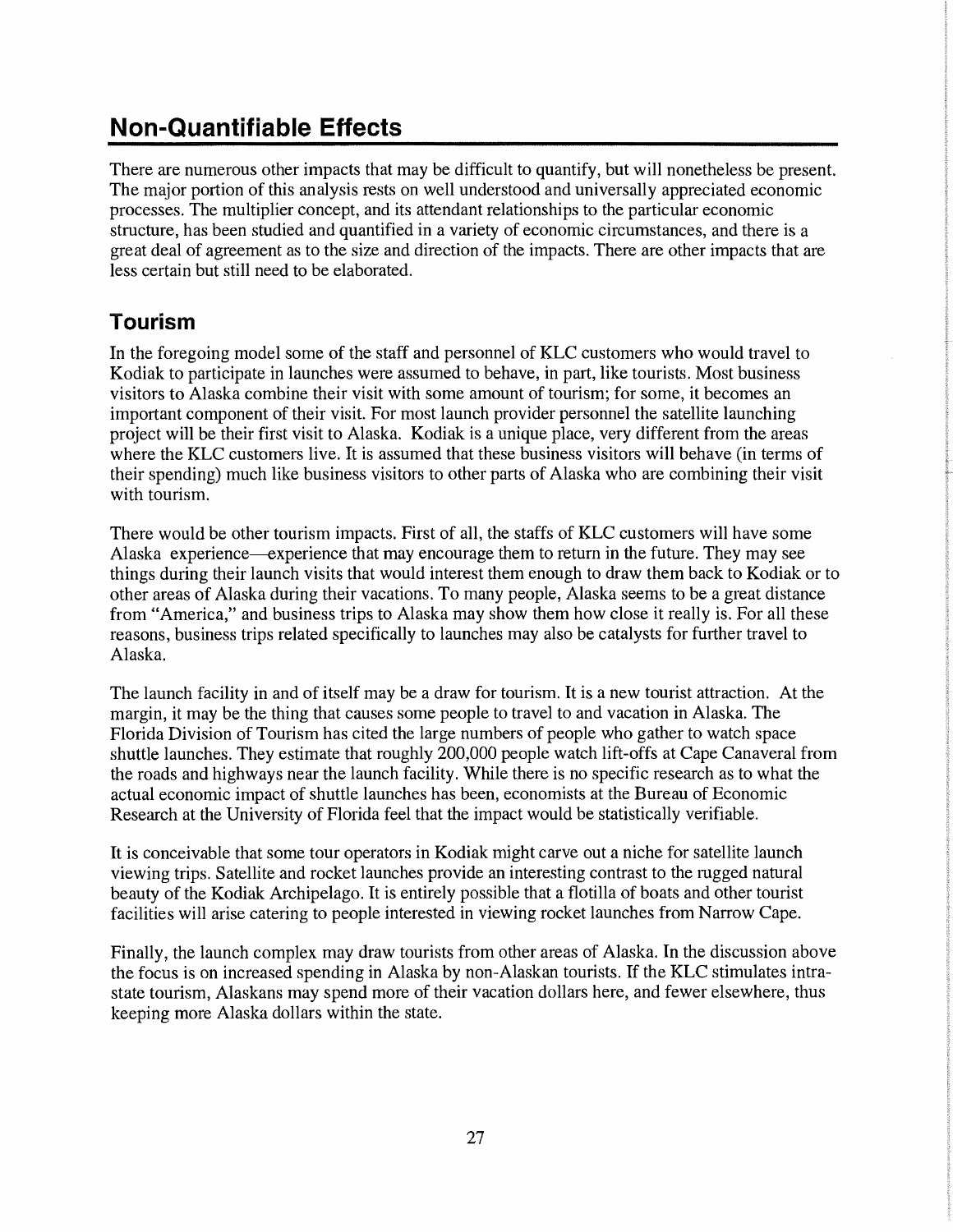# Non-Quantifiable Effects

There are numerous other impacts that may be difficult to quantify, but will nonetheless be present. The major portion of this analysis rests on well understood and universally appreciated economic processes. The multiplier concept, and its attendant relationships to the particular economic structure, has been studied and quantified in a variety of economic circumstances, and there is a great deal of agreement as to the size and direction of the impacts. There are other impacts that are less certain but still need to be elaborated.

## Tourism

In the foregoing model some of the staff and personnel of KLC customers who would travel to Kodiak to participate in launches were assumed to behave, in part, like tourists. Most business visitors to Alaska combine their visit with some amount of tourism; for some, it becomes an important component of their visit. For most launch provider personnel the satellite launching project will be their first visit to Alaska. Kodiak is a unique place, very different from the areas where the KLC customers live. It is assumed that these business visitors will behave (in terms of their spending) much like business visitors to other parts of Alaska who are combining their visit with tourism.

There would be other tourism impacts. First of all, the staffs of KLC customers will have some Alaska experience—experience that may encourage them to return in the future. They may see things during their launch visits that would interest them enough to draw them back to Kodiak or to other areas of Alaska during their vacations. To many people, Alaska seems to be a great distance from "America," and business trips to Alaska may show them how close it really is. For all these reasons, business trips related specifically to launches may also be catalysts for further travel to Alaska.

The launch facility in and of itself may be a draw for tourism. It is a new tourist attraction. At the margin, it may be the thing that causes some people to travel to and vacation in Alaska. The Florida Division of Tourism has cited the large numbers of people who gather to watch space shuttle launches. They estimate that roughly 200,000 people watch lift-offs at Cape Canaveral from the roads and highways near the launch facility. While there is no specific research as to what the actual economic impact of shuttle launches has been, economists at the Bureau of Economic Research at the University of Florida feel that the impact would be statistically verifiable.

It is conceivable that some tour operators in Kodiak might carve out a niche for satellite launch viewing trips. Satellite and rocket launches provide an interesting contrast to the rugged natural beauty of the Kodiak Archipelago. It is entirely possible that a flotilla of boats and other tourist facilities will arise catering to people interested in viewing rocket launches from Narrow Cape.

Finally, the launch complex may draw tourists from other areas of Alaska. In the discussion above the focus is on increased spending in Alaska by non-Alaskan tourists. If the KLC stimulates intra-state tourism, Alaskans may spend more of their vacation dollars here, and fewer elsewhere, thus keeping more Alaska dollars within the state.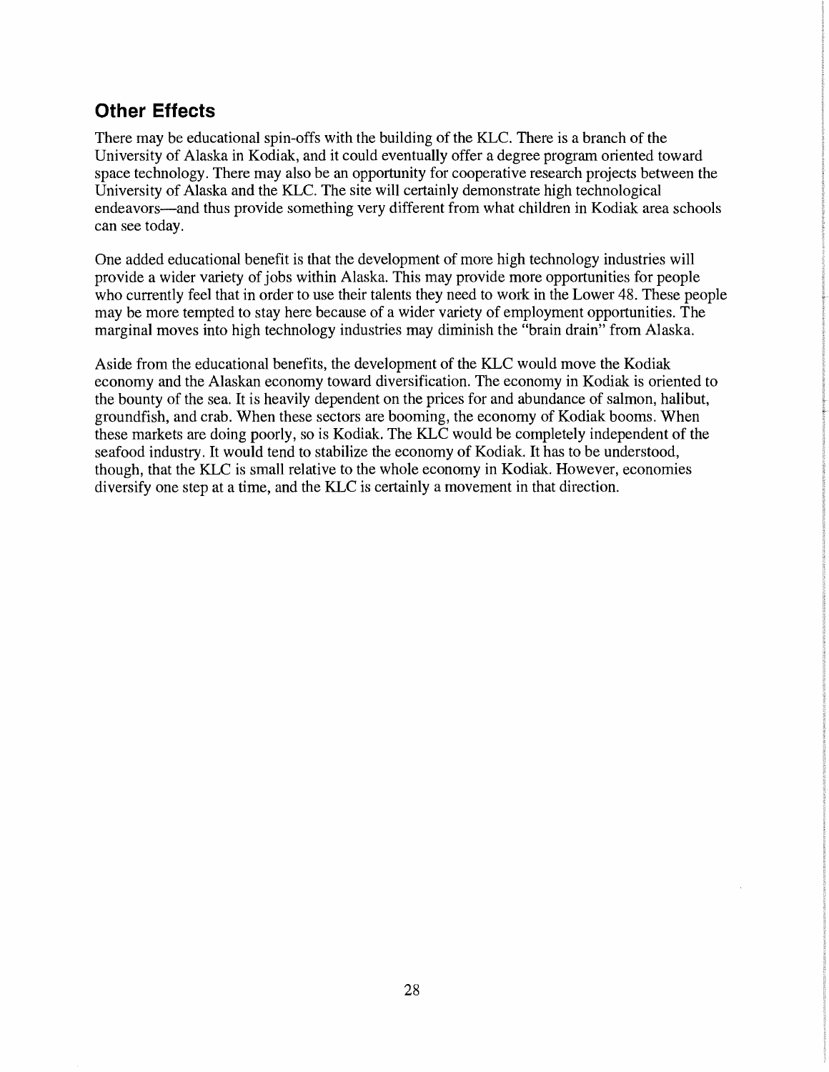## Other Effects

There may be educational spin-offs with the building of the KLC. There is a branch of the University of Alaska in Kodiak, and it could eventually offer a degree program oriented toward space technology. There may also be an opportunity for cooperative research projects between the University of Alaska and the KLC. The site will certainly demonstrate high technological endeavors—and thus provide something very different from what children in Kodiak area schools can see today.

One added educational benefit is that the development of more high technology industries will provide a wider variety of jobs within Alaska. This may provide more opportunities for people who currently feel that in order to use their talents they need to work in the Lower 48. These people may be more tempted to stay here because of a wider variety of employment opportunities. The marginal moves into high technology industries may diminish the "brain drain" from Alaska.

Aside from the educational benefits, the development of the KLC would move the Kodiak economy and the Alaskan economy toward diversification. The economy in Kodiak is oriented to the bounty of the sea. It is heavily dependent on the prices for and abundance of salmon, halibut, groundfish, and crab. When these sectors are booming, the economy of Kodiak booms. When these markets are doing poorly, so is Kodiak. The KLC would be completely independent of the seafood industry. It would tend to stabilize the economy of Kodiak. It has to be understood, though, that the KLC is small relative to the whole economy in Kodiak. However, economies diversify one step at a time, and the KLC is certainly a movement in that direction.